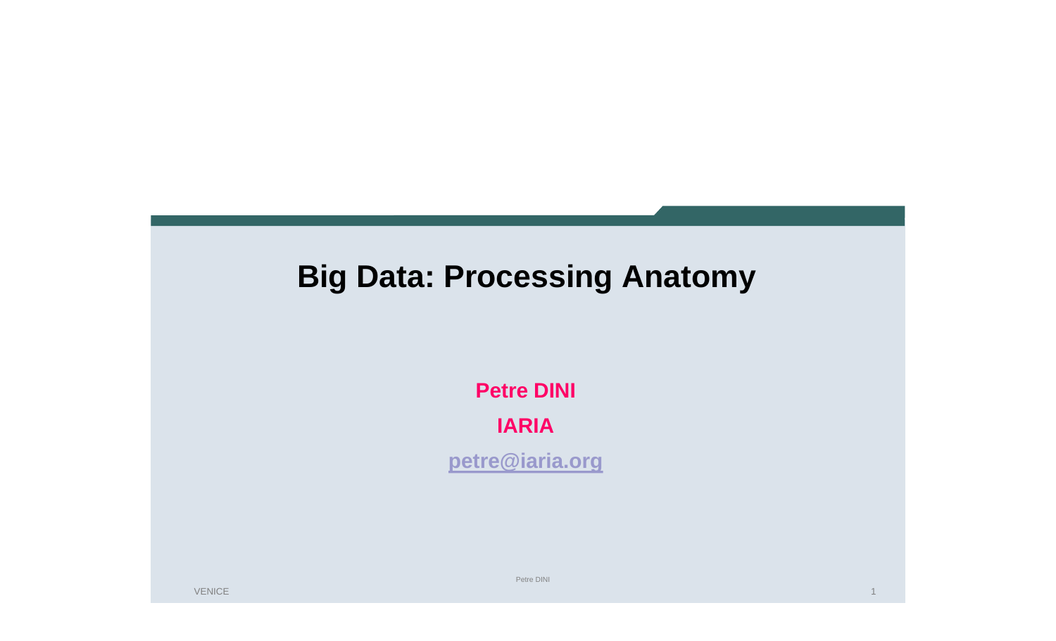# Big Data: Processing Anatomy

**Petre DINI**

**IARIA**

**petre@iaria.org**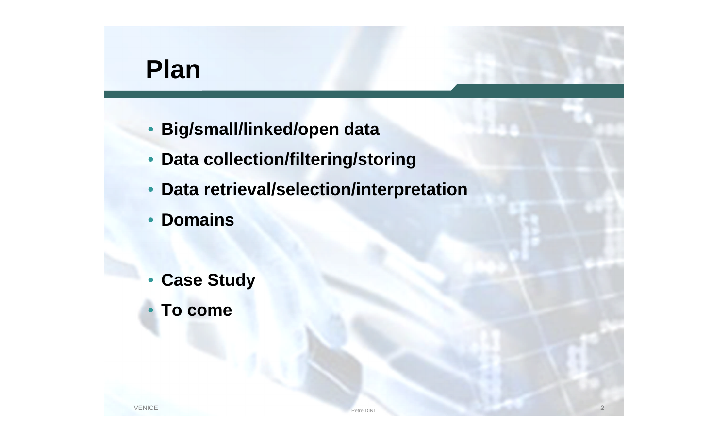# Plan

- **Big/small/linked/open data**
- **Data collection/filtering/storing**
- **Data retrieval/selection/interpretation**
- **Domains**

- **Case Study**
- **To come**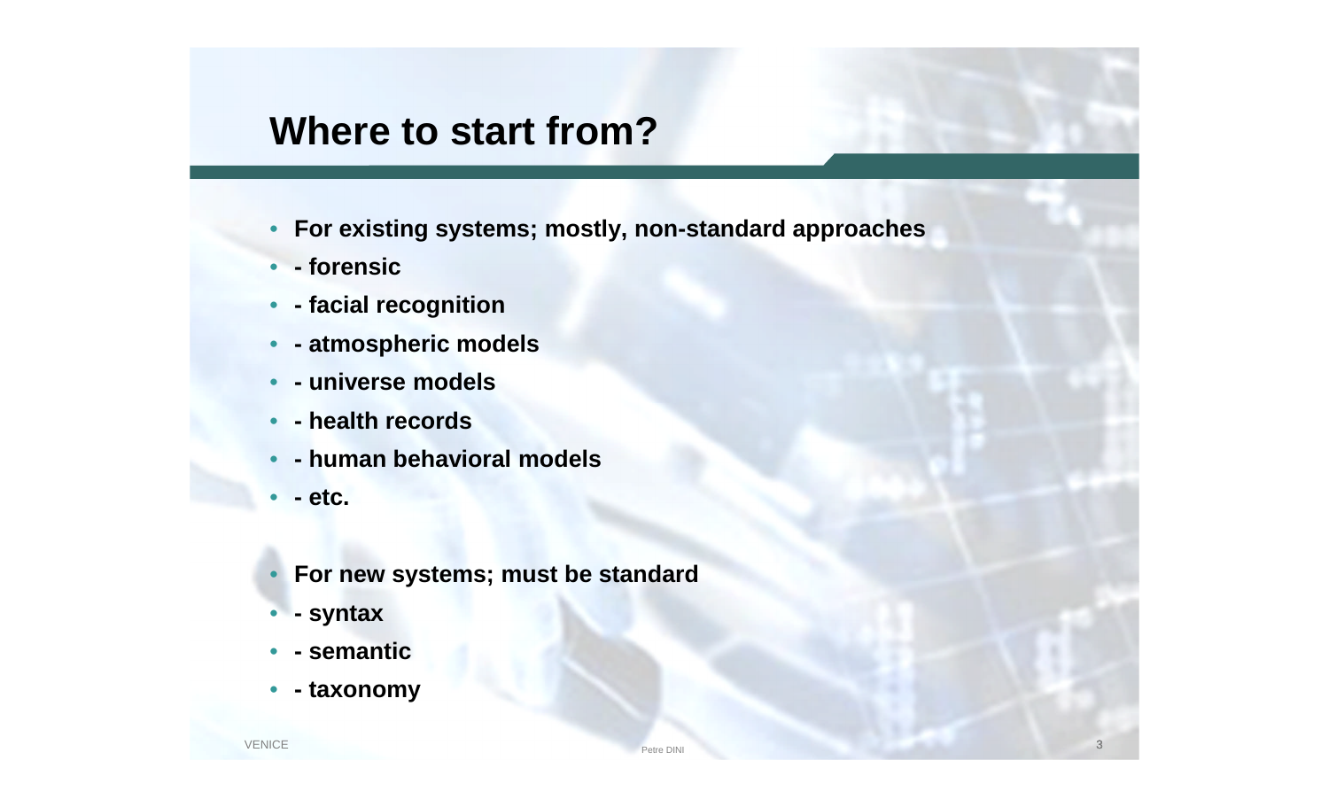# Where to start from?

- **For existing systems; mostly, non-standard approaches**
- **- forensic**
- **- facial recognition**
- **- atmospheric models**
- **- universe models**
- **- health records**
- **- human behavioral models**
- **- etc.**

- **For new systems; must be standard**
- **- syntax**
- **- semantic**
- **- taxonomy**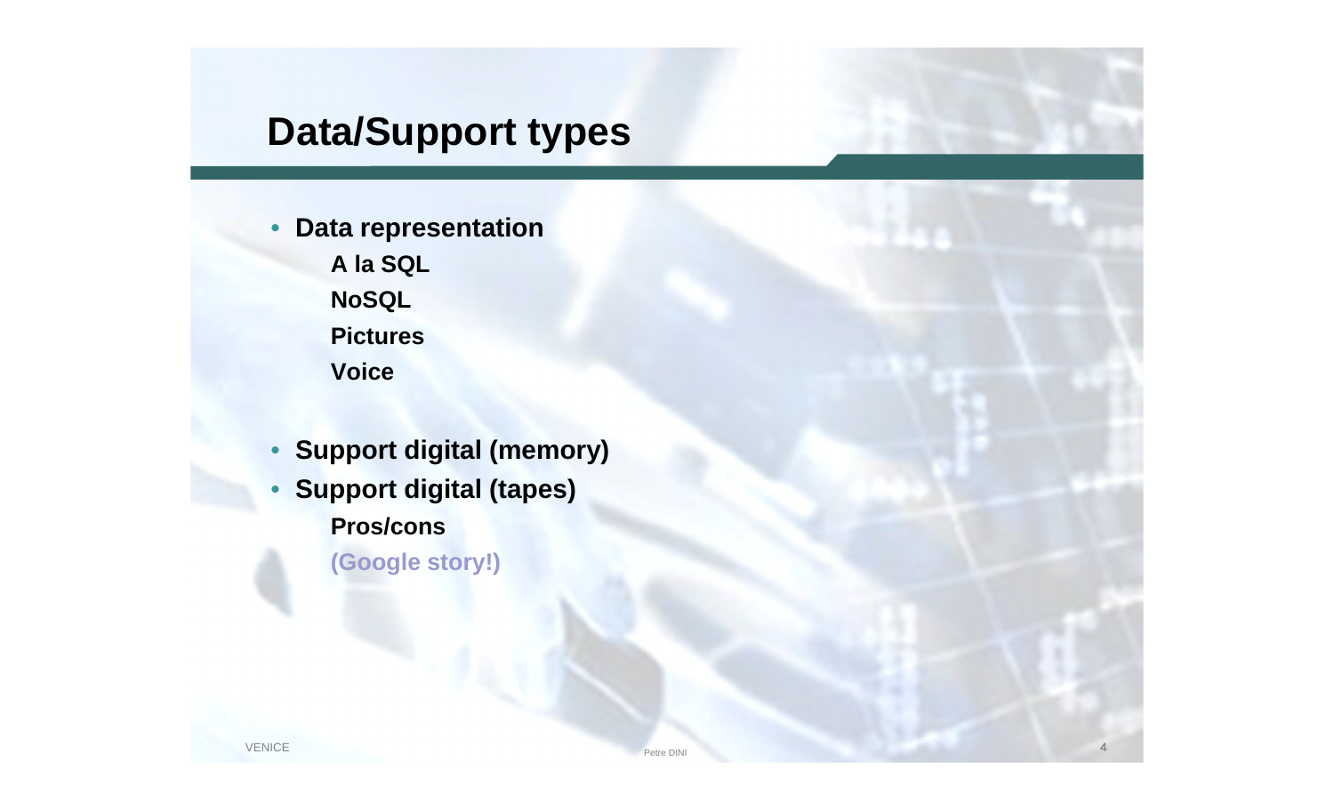# Data/Support types

- **Data representation**
  - **A la SQL**
  - **NoSQL**
  - **Pictures**
  - **Voice**

- **Support digital (memory)**
- **Support digital (tapes)**
  - **Pros/cons**
  - **(Google story!)**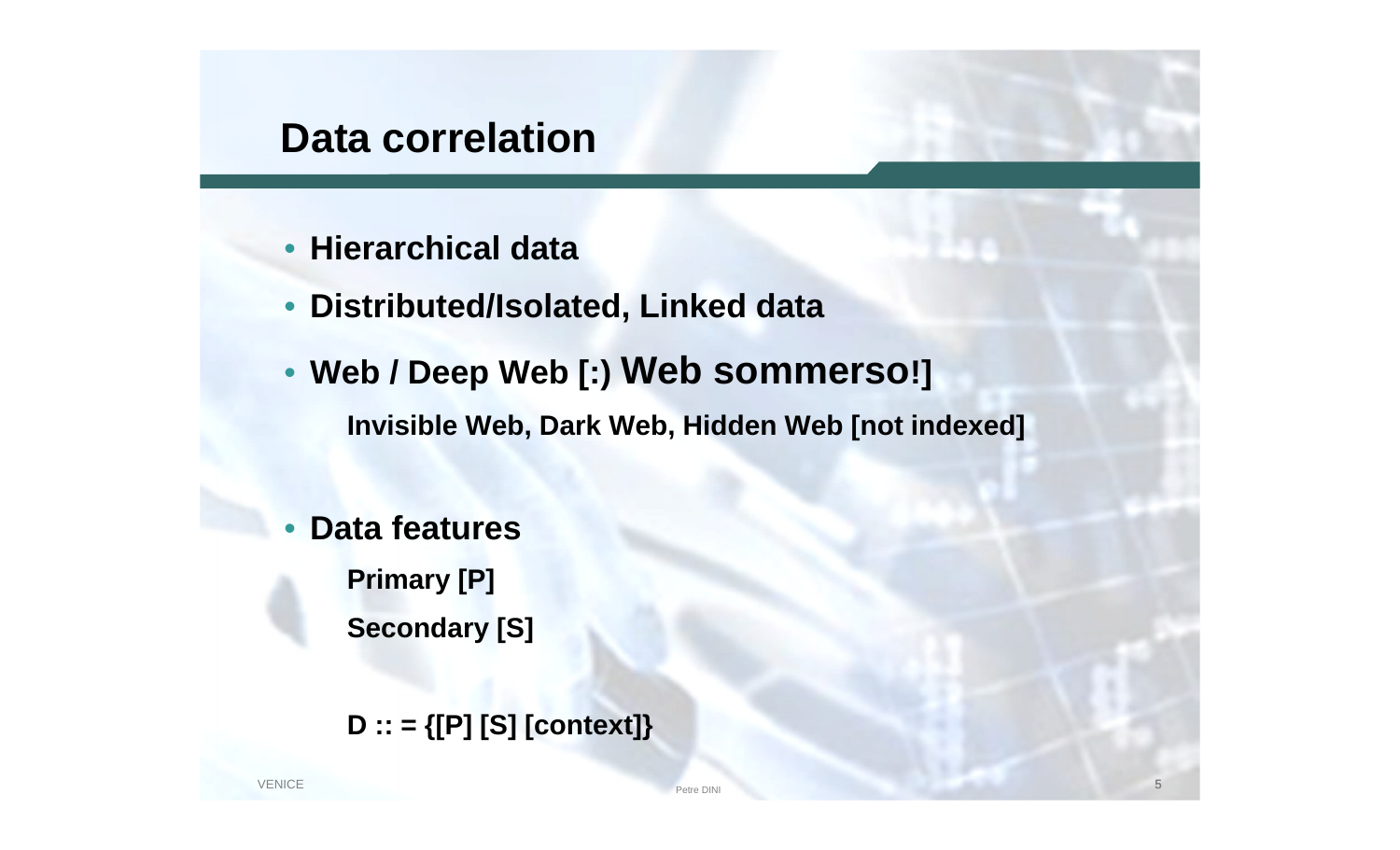# Data correlation

- **Hierarchical data**
- **Distributed/Isolated, Linked data**
- **Web / Deep Web [:) Web sommerso!]**
  - **Invisible Web, Dark Web, Hidden Web [not indexed]**
- **Data features**
  - **Primary [P]**
  - **Secondary [S]**

  **D :: = {[P] [S] [context]}**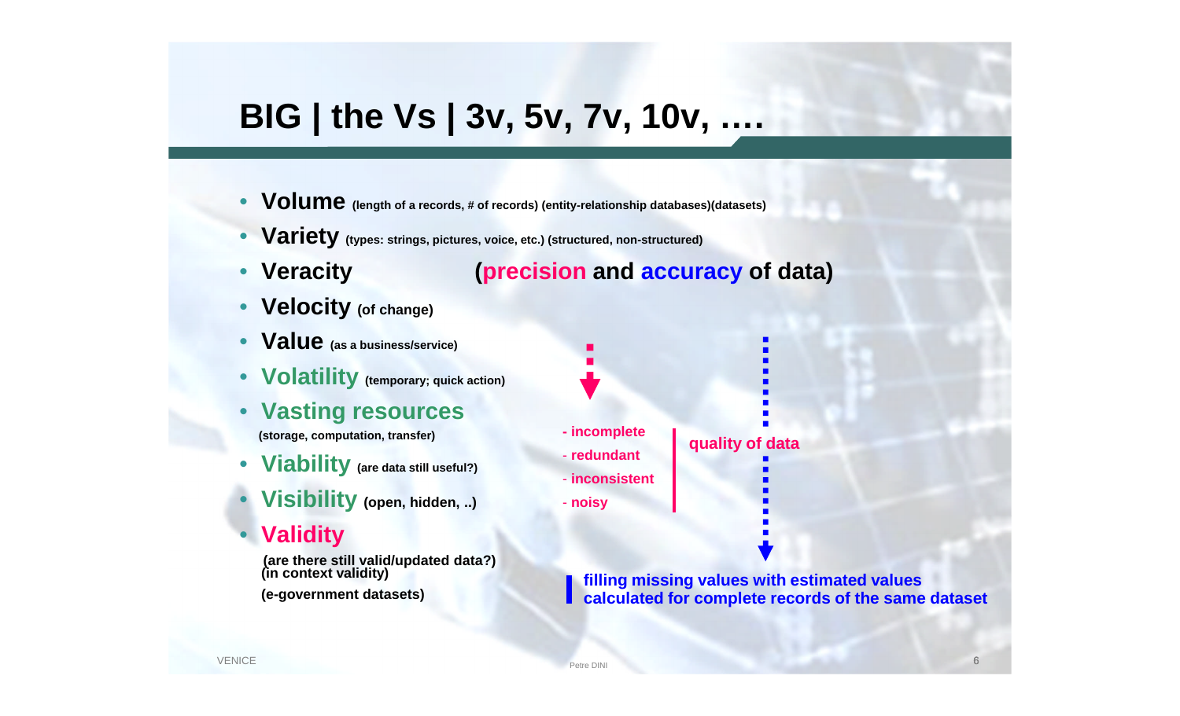# BIG | the Vs | 3v, 5v, 7v, 10v, ….

- **Volume** (length of a records, # of records) (entity-relationship databases)(datasets)
- **Variety** (types: strings, pictures, voice, etc.) (structured, non-structured)
- **Veracity** (**precision** and **accuracy** of data)
- **Velocity** (of change)
- **Value** (as a business/service)
- **Volatility** (temporary; quick action)
- **Vasting resources** (storage, computation, transfer)
- **Viability** (are data still useful?)
- **Visibility** (open, hidden, ..)
- **Validity**
  (are there still valid/updated data?)
  (in context validity)
  (e-government datasets)

- incomplete
- redundant
- inconsistent
- noisy

quality of data

filling missing values with estimated values calculated for complete records of the same dataset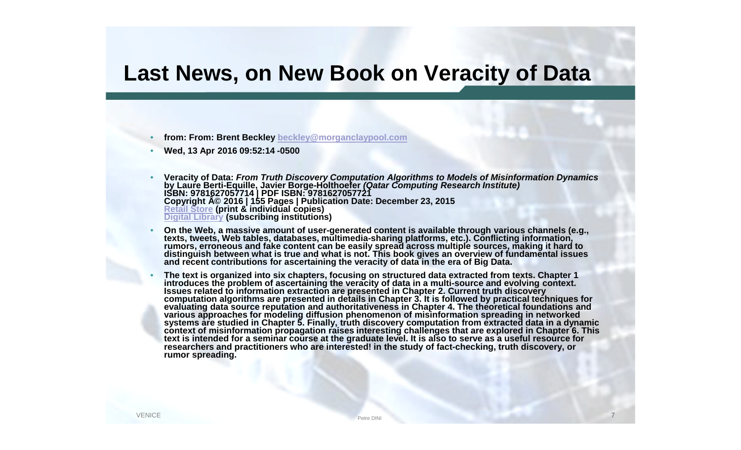# Last News, on New Book on Veracity of Data

- **from: From: Brent Beckley [beckley@morganclaypool.com](mailto:beckley@morganclaypool.com)**
- **Wed, 13 Apr 2016 09:52:14 -0500**
- **Veracity of Data: *From Truth Discovery Computation Algorithms to Models of Misinformation Dynamics*** **by Laure Berti-Equille, Javier Borge-Holthoefer *(Qatar Computing Research Institute)*** **ISBN: 9781627057714 | PDF ISBN: 9781627057721** **Copyright Â© 2016 | 155 Pages | Publication Date: December 23, 2015** **Retail Store (print & individual copies)** **Digital Library (subscribing institutions)**
- **On the Web, a massive amount of user-generated content is available through various channels (e.g., texts, tweets, Web tables, databases, multimedia-sharing platforms, etc.). Conflicting information, rumors, erroneous and fake content can be easily spread across multiple sources, making it hard to distinguish between what is true and what is not. This book gives an overview of fundamental issues and recent contributions for ascertaining the veracity of data in the era of Big Data.**
- **The text is organized into six chapters, focusing on structured data extracted from texts. Chapter 1 introduces the problem of ascertaining the veracity of data in a multi-source and evolving context. Issues related to information extraction are presented in Chapter 2. Current truth discovery computation algorithms are presented in details in Chapter 3. It is followed by practical techniques for evaluating data source reputation and authoritativeness in Chapter 4. The theoretical foundations and various approaches for modeling diffusion phenomenon of misinformation spreading in networked systems are studied in Chapter 5. Finally, truth discovery computation from extracted data in a dynamic context of misinformation propagation raises interesting challenges that are explored in Chapter 6. This text is intended for a seminar course at the graduate level. It is also to serve as a useful resource for researchers and practitioners who are interested! in the study of fact-checking, truth discovery, or rumor spreading.**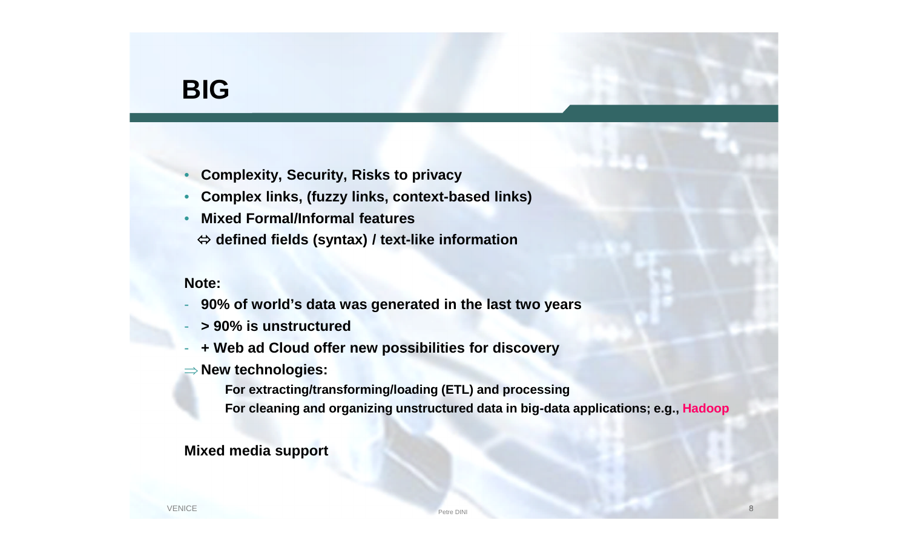# BIG

- **Complexity, Security, Risks to privacy**
- **Complex links, (fuzzy links, context-based links)**
- **Mixed Formal/Informal features**

  **⇔ defined fields (syntax) / text-like information**

**Note:**

- **90% of world's data was generated in the last two years**
- **> 90% is unstructured**
- **+ Web ad Cloud offer new possibilities for discovery**

**⇒ New technologies:**

**For extracting/transforming/loading (ETL) and processing**

**For cleaning and organizing unstructured data in big-data applications; e.g., Hadoop**

**Mixed media support**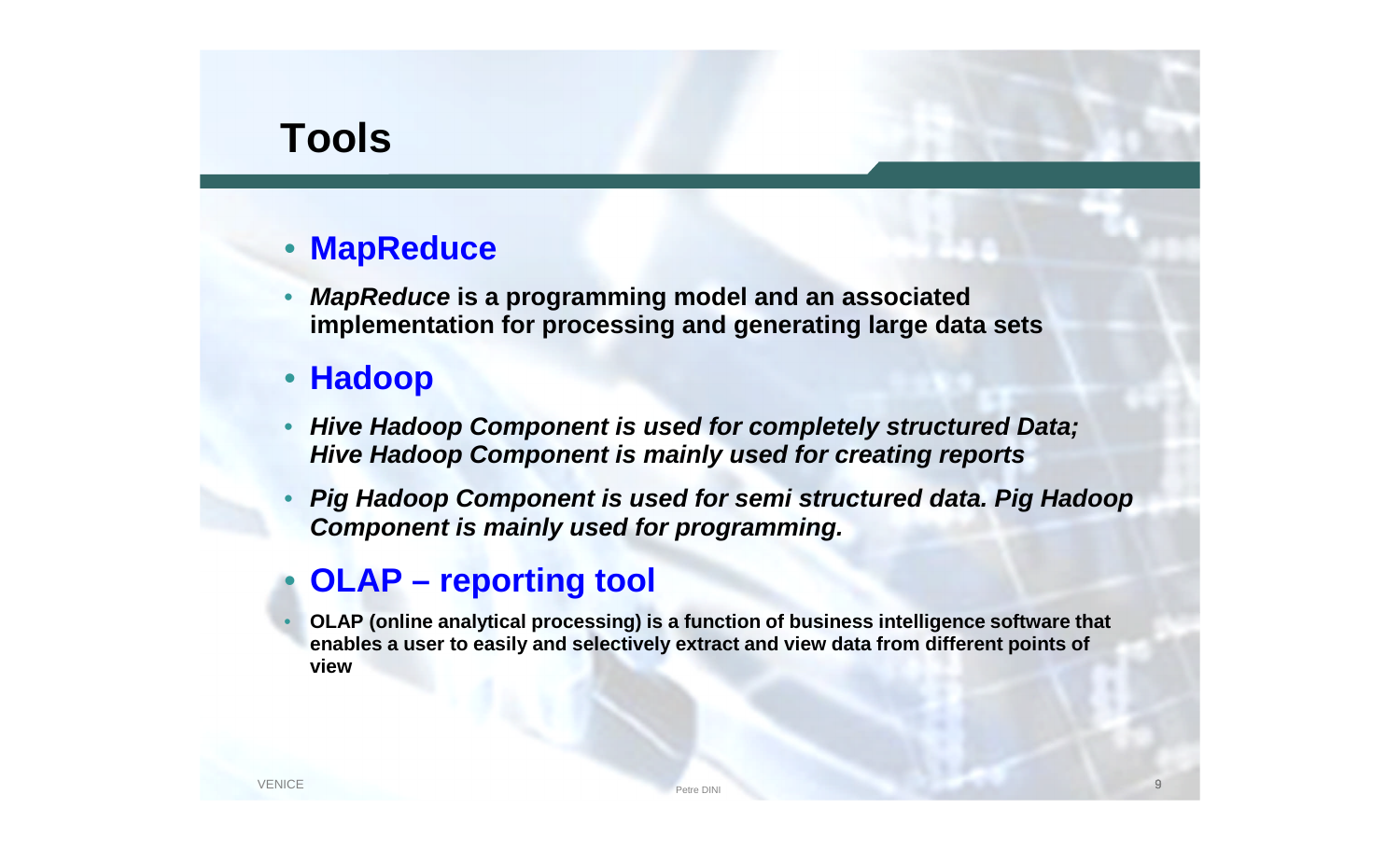# Tools

- **MapReduce**
- ***MapReduce* is a programming model and an associated implementation for processing and generating large data sets**
- **Hadoop**
- ***Hive Hadoop Component is used for completely structured Data; Hive Hadoop Component is mainly used for creating reports***
- ***Pig Hadoop Component is used for semi structured data. Pig Hadoop Component is mainly used for programming.***
- **OLAP – reporting tool**
- **OLAP (online analytical processing) is a function of business intelligence software that enables a user to easily and selectively extract and view data from different points of view**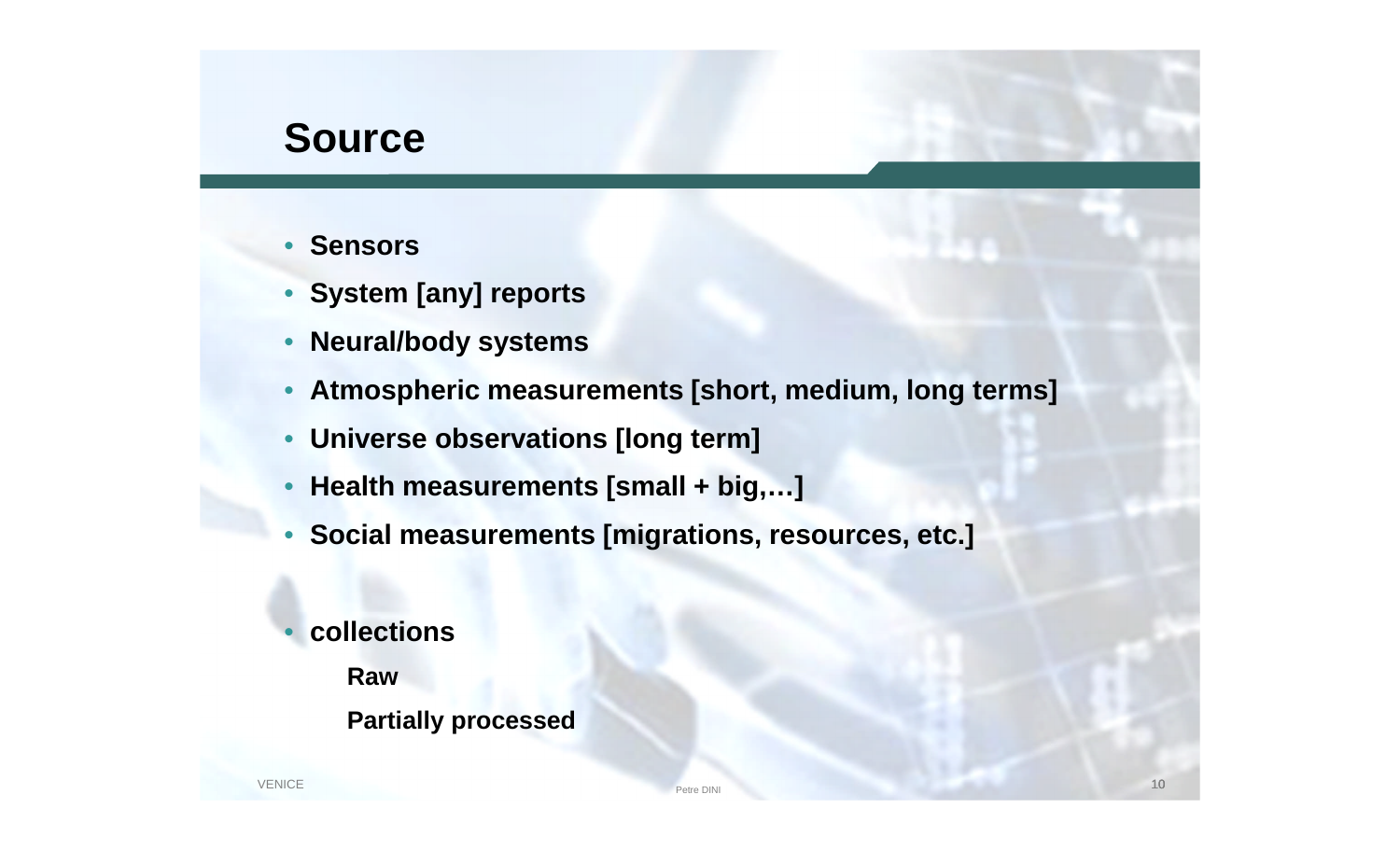# Source

- Sensors
- System [any] reports
- Neural/body systems
- Atmospheric measurements [short, medium, long terms]
- Universe observations [long term]
- Health measurements [small + big,…]
- Social measurements [migrations, resources, etc.]

- collections
  - Raw
  - Partially processed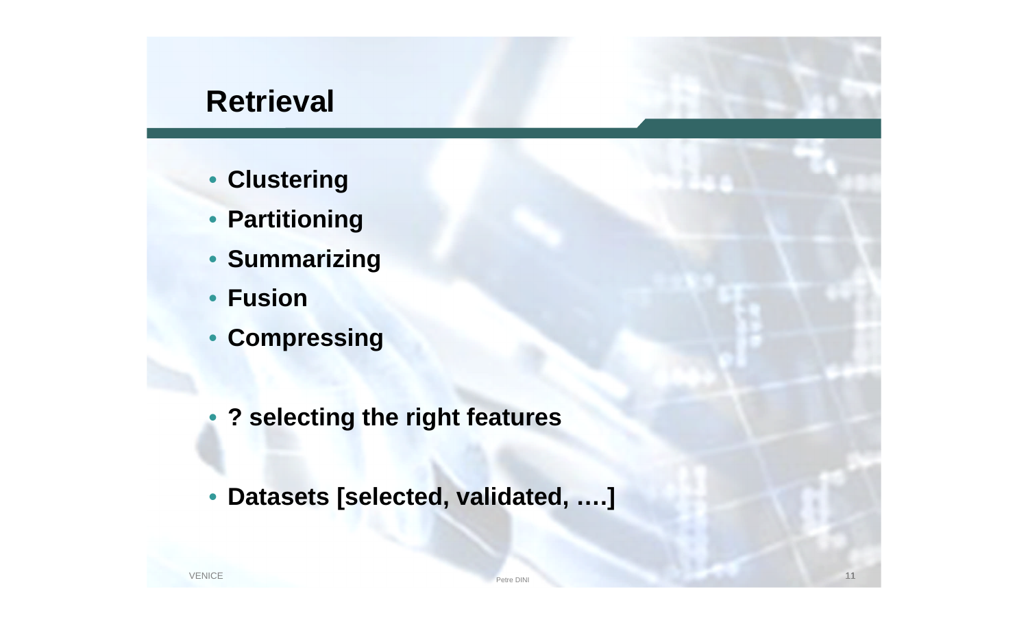# Retrieval

- **Clustering**
- **Partitioning**
- **Summarizing**
- **Fusion**
- **Compressing**

- **? selecting the right features**

- **Datasets [selected, validated, ….]**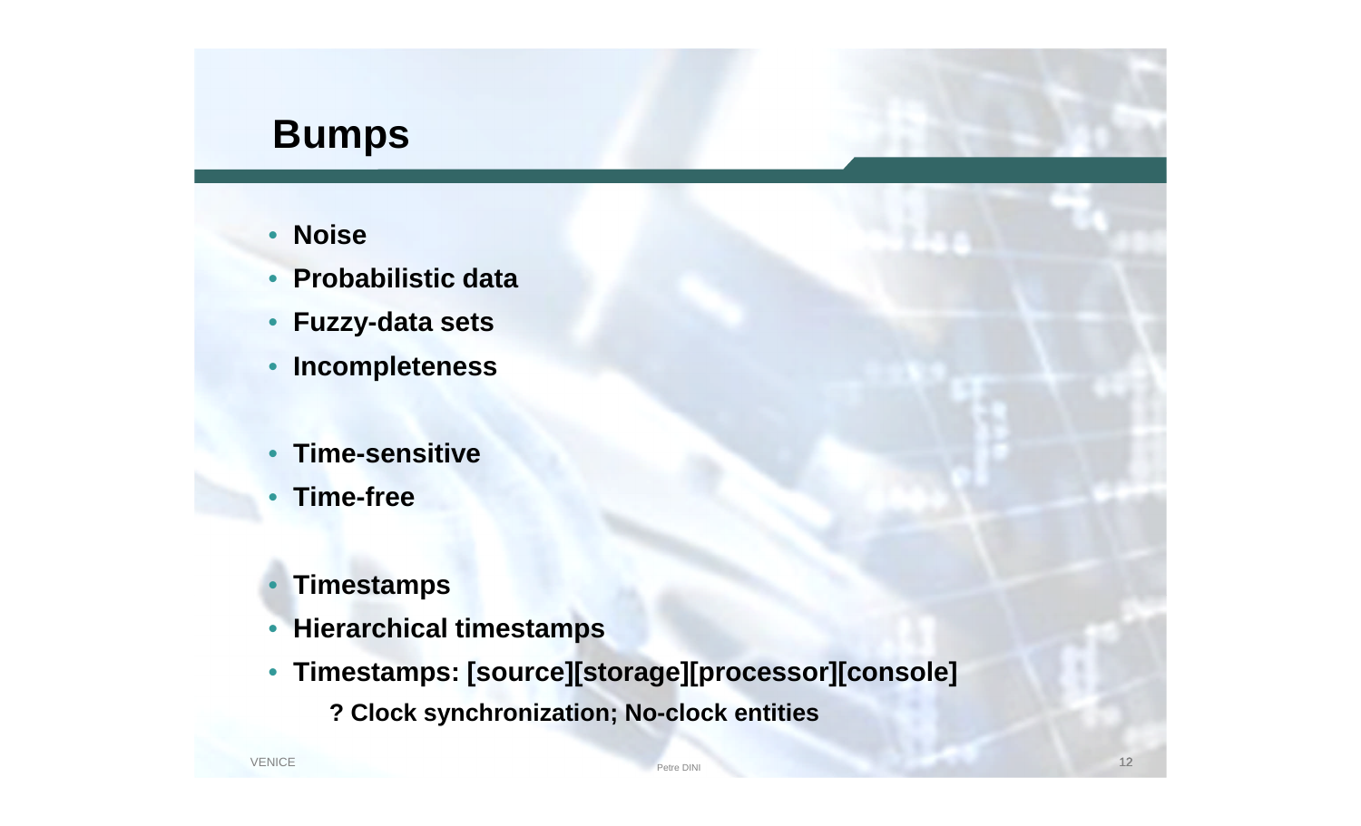# Bumps

- **Noise**
- **Probabilistic data**
- **Fuzzy-data sets**
- **Incompleteness**

- **Time-sensitive**
- **Time-free**

- **Timestamps**
- **Hierarchical timestamps**
- **Timestamps: [source][storage][processor][console]**
  - **? Clock synchronization; No-clock entities**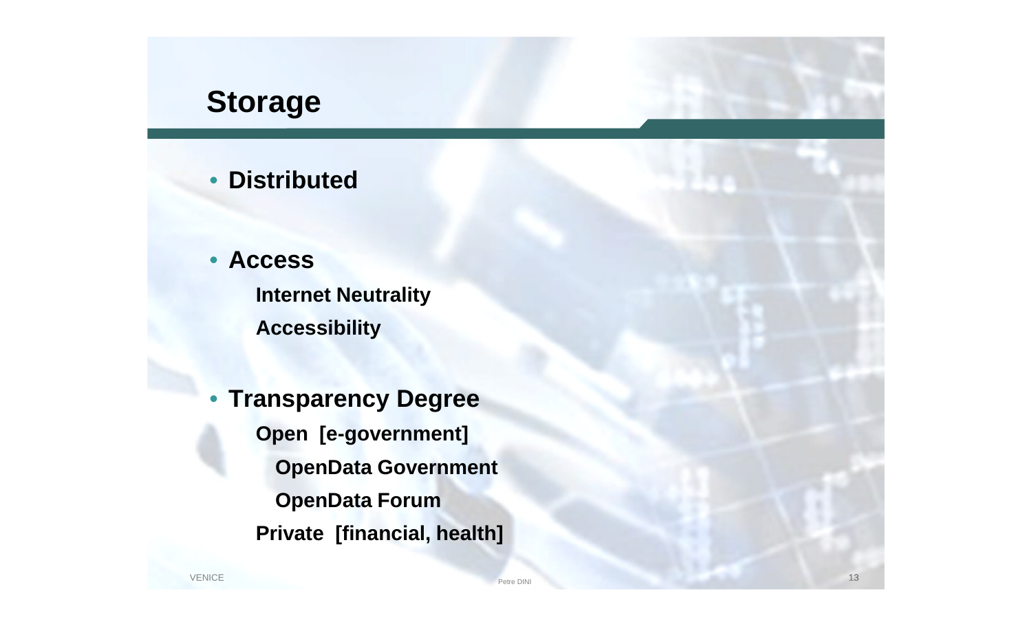# Storage

- **Distributed**

- **Access**
  - **Internet Neutrality**
  - **Accessibility**

- **Transparency Degree**
  - **Open [e-government]**
    - **OpenData Government**
    - **OpenData Forum**
  - **Private [financial, health]**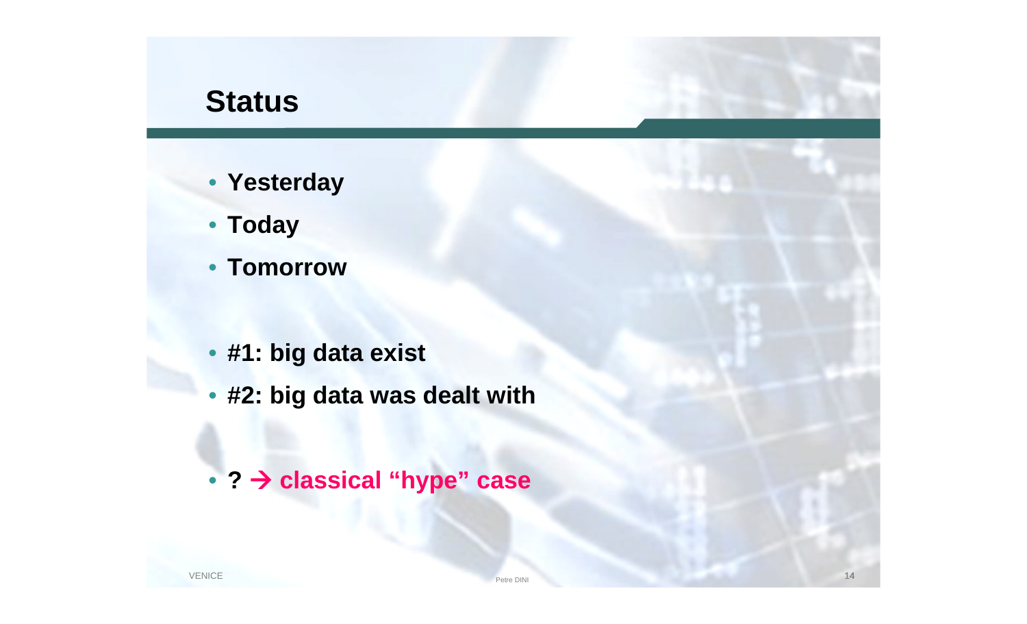# Status

- **Yesterday**
- **Today**
- **Tomorrow**

- **#1: big data exist**
- **#2: big data was dealt with**

- **? → classical "hype" case**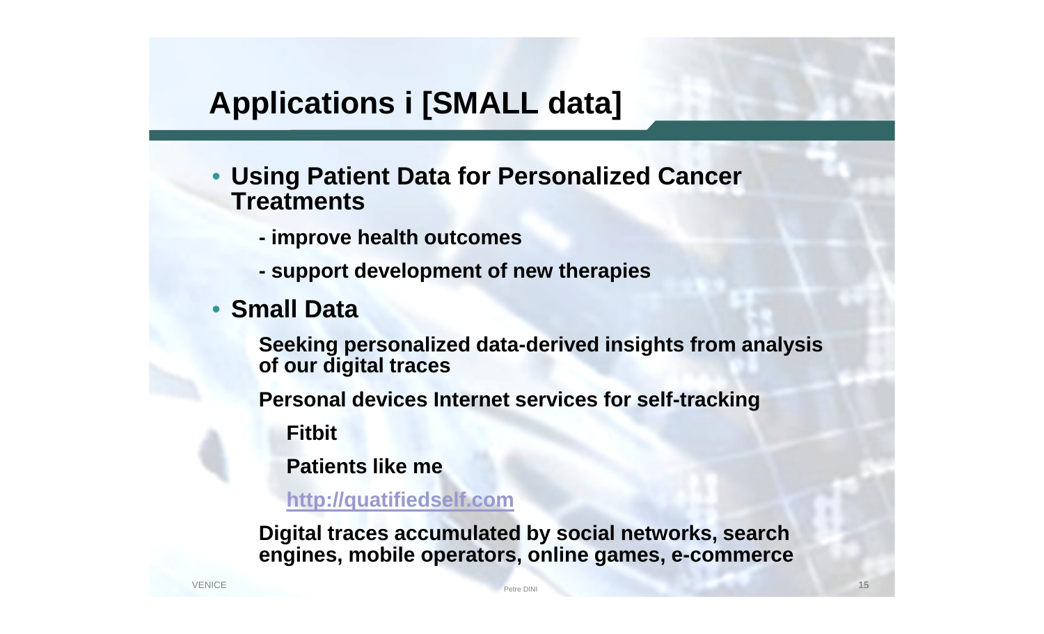# Applications i [SMALL data]

- **Using Patient Data for Personalized Cancer Treatments**
  - **- improve health outcomes**
  - **- support development of new therapies**
- **Small Data**

  **Seeking personalized data-derived insights from analysis of our digital traces**

  **Personal devices Internet services for self-tracking**

  - **Fitbit**
  - **Patients like me**
  - **http://quatifiedself.com**

  **Digital traces accumulated by social networks, search engines, mobile operators, online games, e-commerce**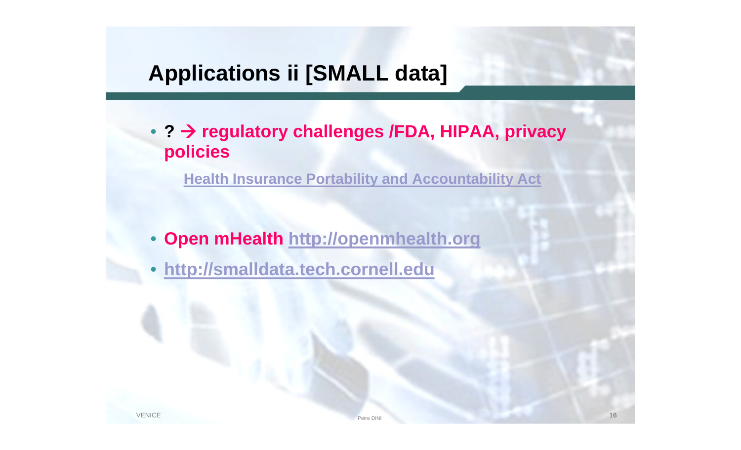# Applications ii [SMALL data]

- **? → regulatory challenges /FDA, HIPAA, privacy policies**

  **Health Insurance Portability and Accountability Act**

- **Open mHealth http://openmhealth.org**
- **http://smalldata.tech.cornell.edu**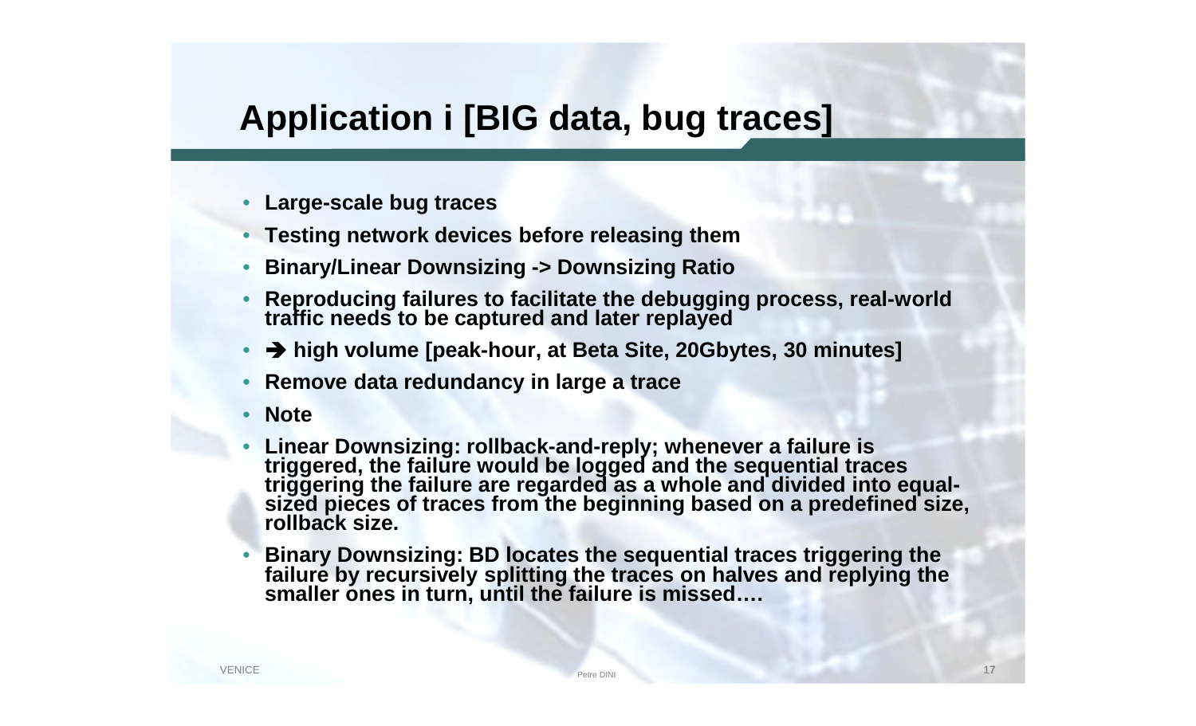# Application i [BIG data, bug traces]

- **Large-scale bug traces**
- **Testing network devices before releasing them**
- **Binary/Linear Downsizing -> Downsizing Ratio**
- **Reproducing failures to facilitate the debugging process, real-world traffic needs to be captured and later replayed**
- **➔ high volume [peak-hour, at Beta Site, 20Gbytes, 30 minutes]**
- **Remove data redundancy in large a trace**
- **Note**
- **Linear Downsizing: rollback-and-reply; whenever a failure is triggered, the failure would be logged and the sequential traces triggering the failure are regarded as a whole and divided into equal-sized pieces of traces from the beginning based on a predefined size, rollback size.**
- **Binary Downsizing: BD locates the sequential traces triggering the failure by recursively splitting the traces on halves and replying the smaller ones in turn, until the failure is missed….**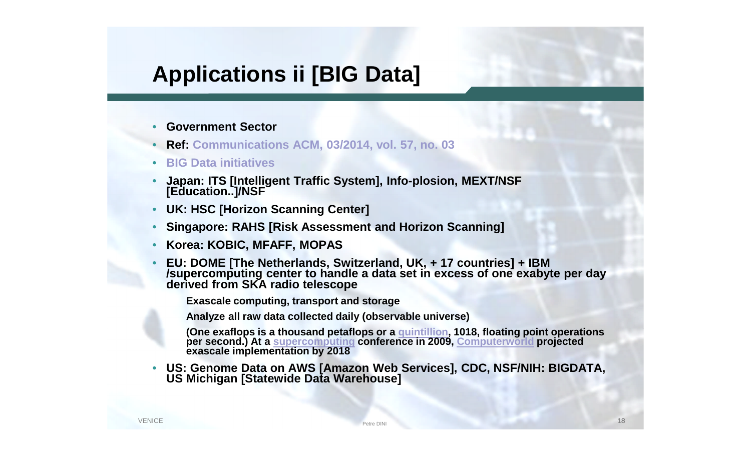# Applications ii [BIG Data]

- **Government Sector**
- **Ref: Communications ACM, 03/2014, vol. 57, no. 03**
- **BIG Data initiatives**
- **Japan: ITS [Intelligent Traffic System], Info-plosion, MEXT/NSF [Education..]/NSF**
- **UK: HSC [Horizon Scanning Center]**
- **Singapore: RAHS [Risk Assessment and Horizon Scanning]**
- **Korea: KOBIC, MFAFF, MOPAS**
- **EU: DOME [The Netherlands, Switzerland, UK, + 17 countries] + IBM /supercomputing center to handle a data set in excess of one exabyte per day derived from SKA radio telescope**

  **Exascale computing, transport and storage**

  **Analyze all raw data collected daily (observable universe)**

  **(One exaflops is a thousand petaflops or a quintillion, 1018, floating point operations per second.) At a supercomputing conference in 2009, Computerworld projected exascale implementation by 2018**
- **US: Genome Data on AWS [Amazon Web Services], CDC, NSF/NIH: BIGDATA, US Michigan [Statewide Data Warehouse]**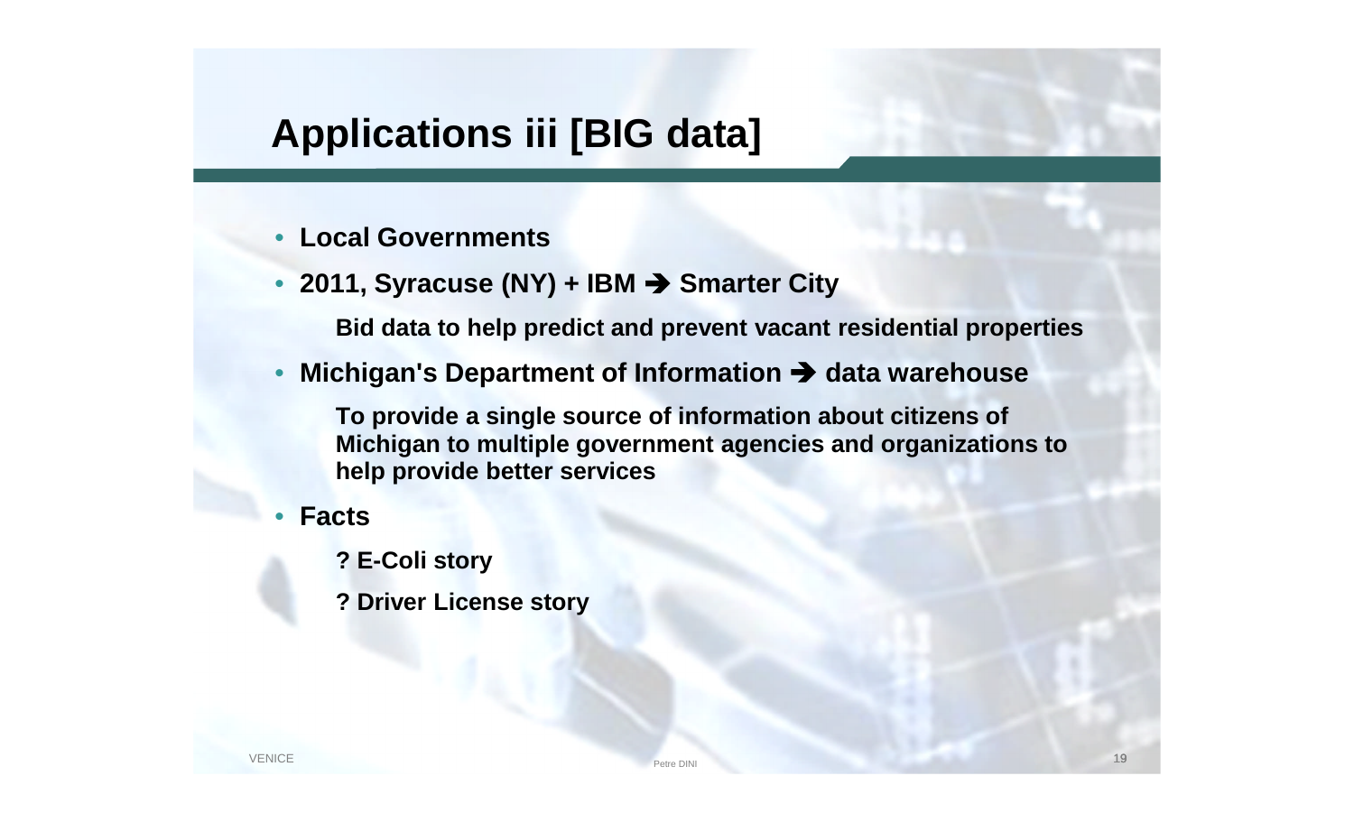# Applications iii [BIG data]

- **Local Governments**
- **2011, Syracuse (NY) + IBM ➔ Smarter City**

  **Bid data to help predict and prevent vacant residential properties**

- **Michigan's Department of Information ➔ data warehouse**

  **To provide a single source of information about citizens of Michigan to multiple government agencies and organizations to help provide better services**

- **Facts**

  **? E-Coli story**

  **? Driver License story**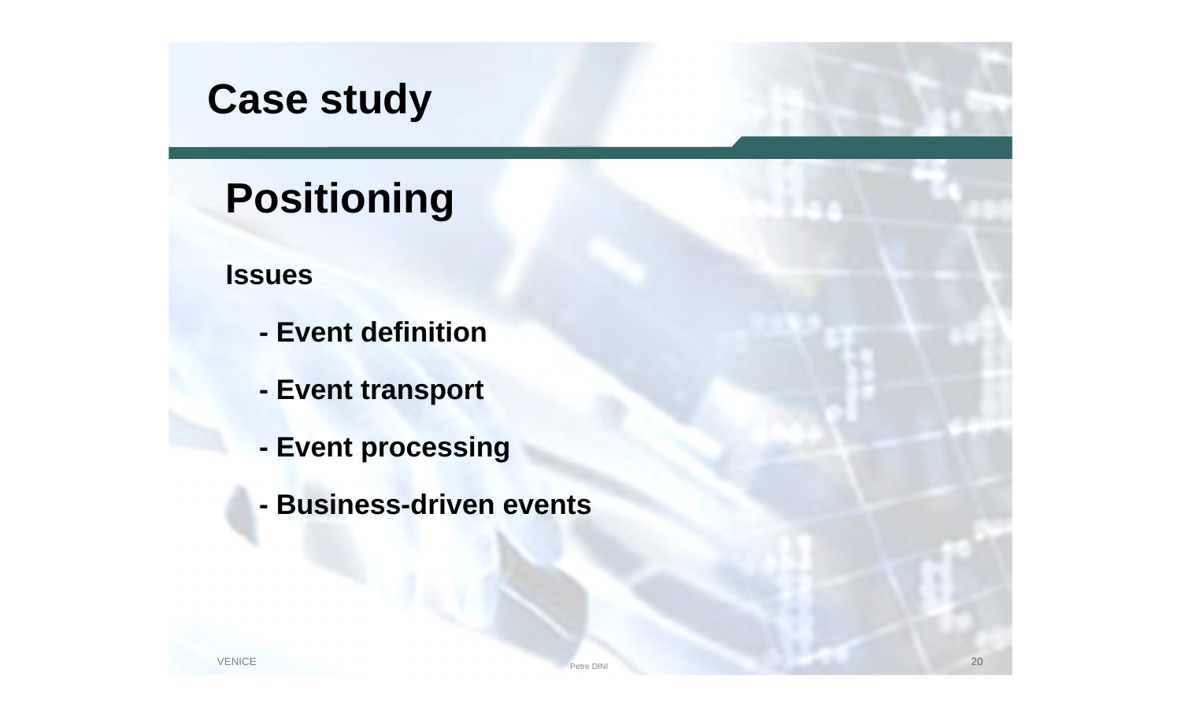# Case study

## Positioning

**Issues**

- **Event definition**
- **Event transport**
- **Event processing**
- **Business-driven events**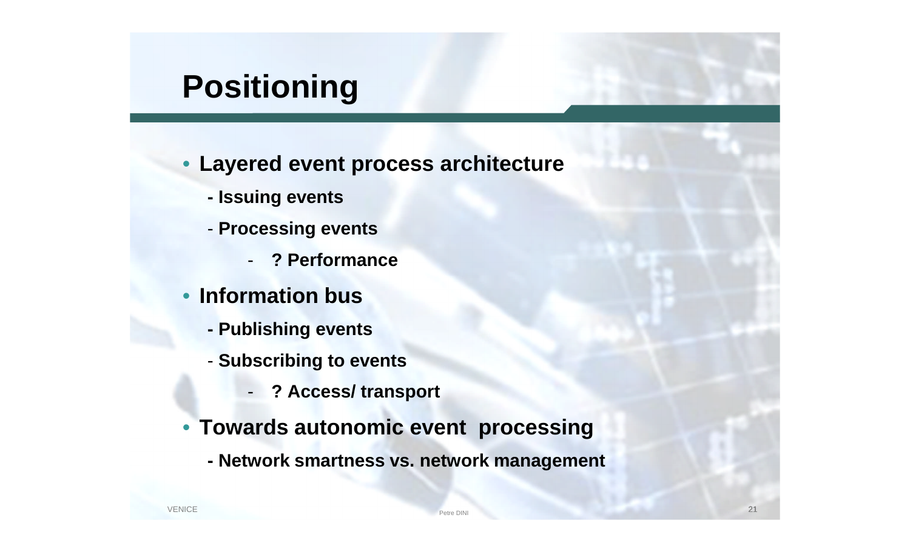# Positioning

- **Layered event process architecture**
  - **Issuing events**
  - **Processing events**
    - **? Performance**
- **Information bus**
  - **Publishing events**
  - **Subscribing to events**
    - **? Access/ transport**
- **Towards autonomic event processing**
  - **Network smartness vs. network management**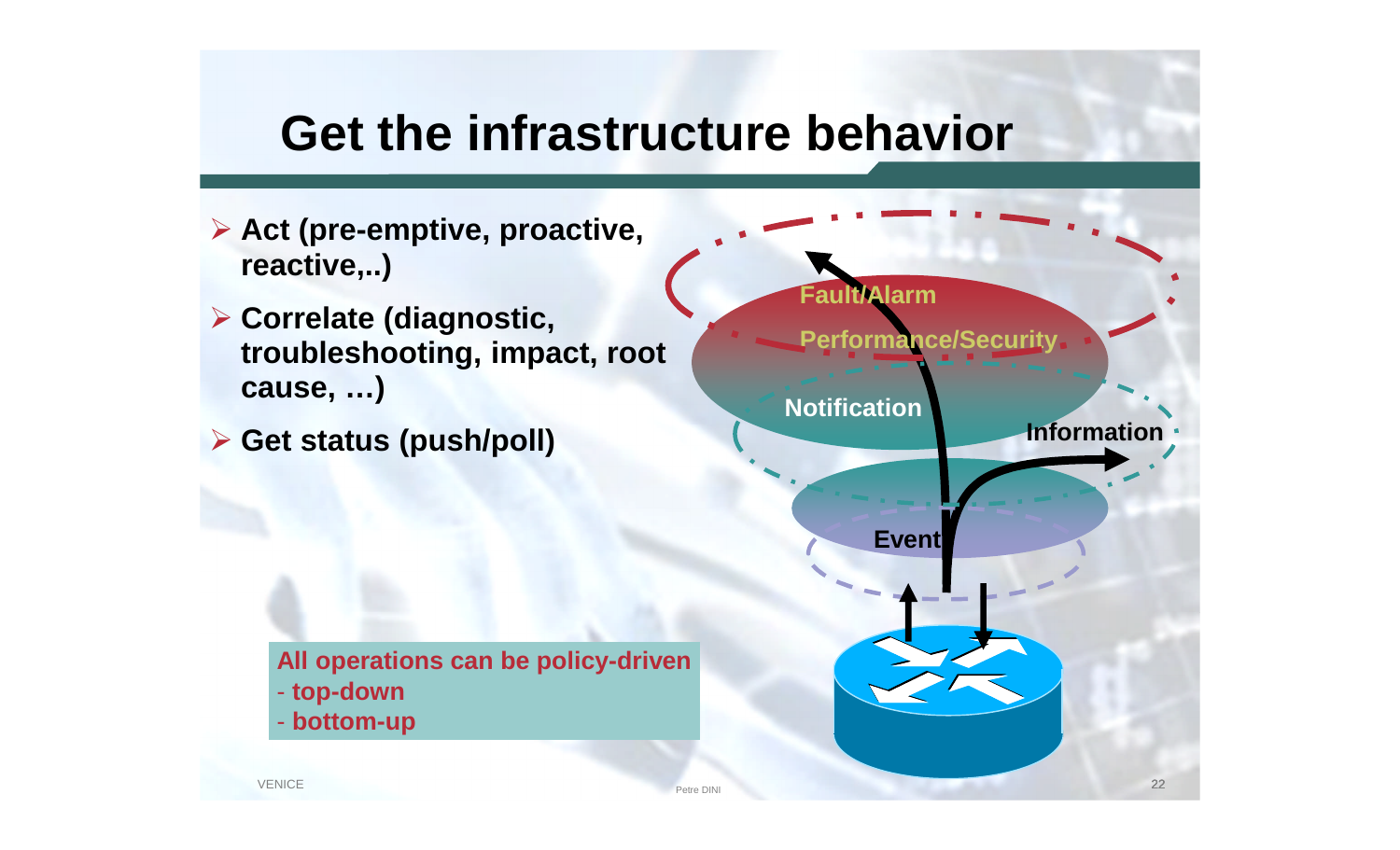# Get the infrastructure behavior

- **Act (pre-emptive, proactive, reactive,..)**
- **Correlate (diagnostic, troubleshooting, impact, root cause, …)**
- **Get status (push/poll)**

**All operations can be policy-driven**
**- top-down**
**- bottom-up**

Fault/Alarm

Performance/Security

Notification

Information

Event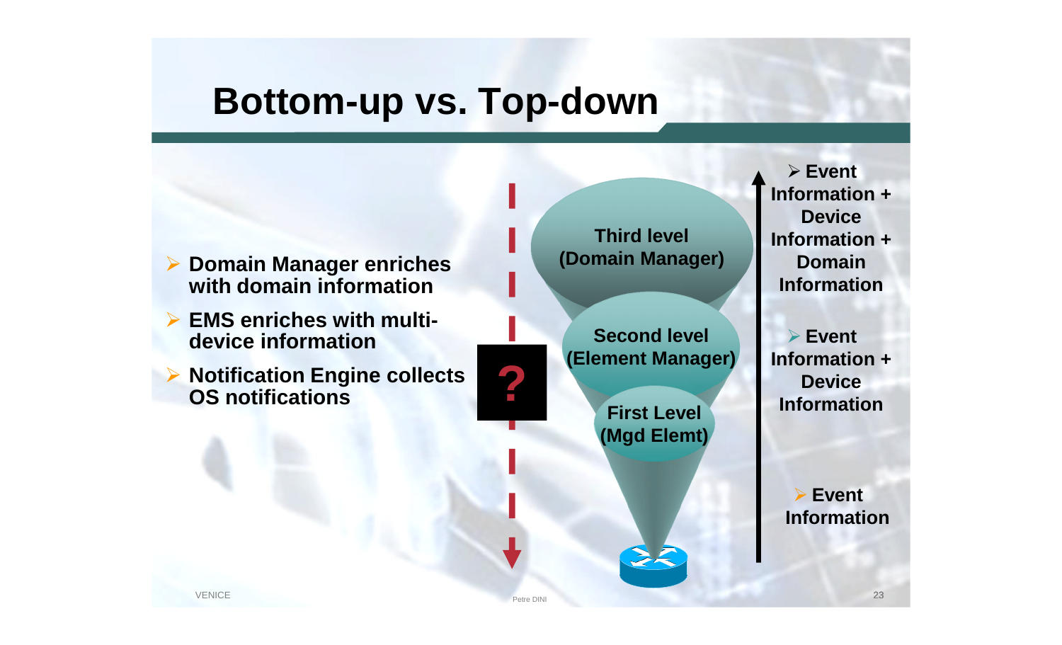# Bottom-up vs. Top-down

- **Domain Manager enriches with domain information**
- **EMS enriches with multi-device information**
- **Notification Engine collects OS notifications**

?

**Third level (Domain Manager)**

**Second level (Element Manager)**

**First Level (Mgd Elemt)**

- **Event Information + Device Information + Domain Information**
- **Event Information + Device Information**
- **Event Information**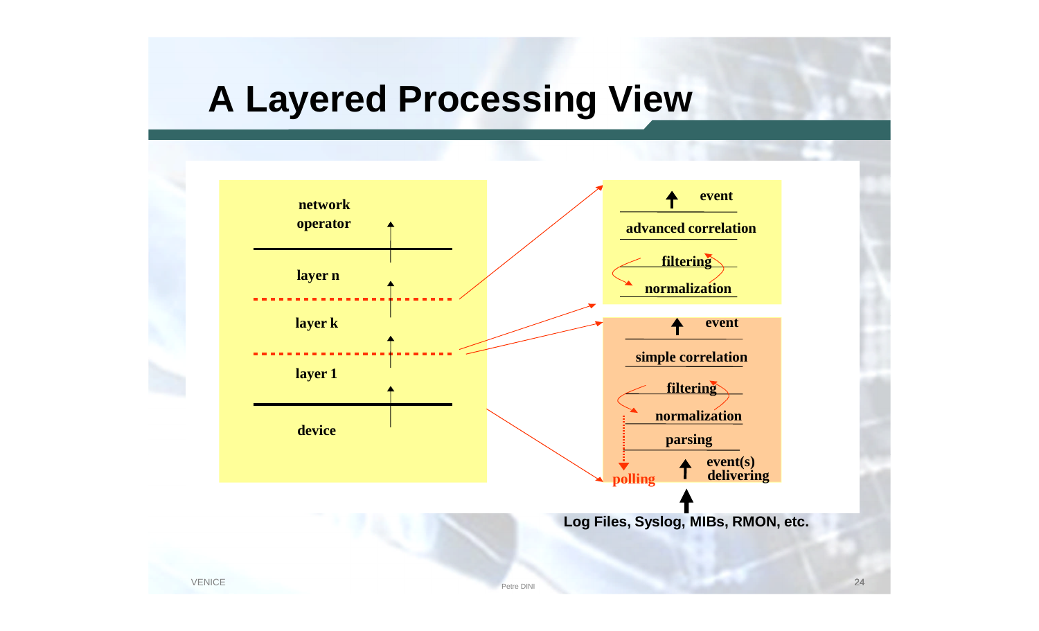# A Layered Processing View

network operator

layer n

layer k

layer 1

device

event

advanced correlation

filtering

normalization

event

simple correlation

filtering

normalization

parsing

polling

event(s) delivering

**Log Files, Syslog, MIBs, RMON, etc.**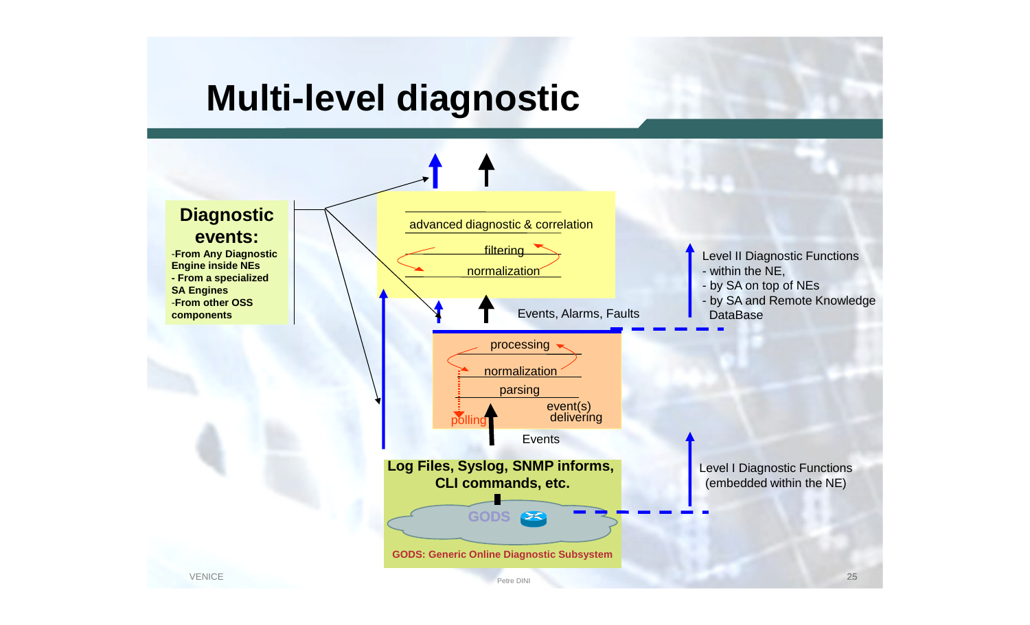# Multi-level diagnostic

**Diagnostic events:**

- **From Any Diagnostic Engine inside NEs**
- **From a specialized SA Engines**
- **From other OSS components**

advanced diagnostic & correlation

filtering

normalization

Events, Alarms, Faults

processing

normalization

parsing

event(s) delivering

polling

Events

**Log Files, Syslog, SNMP informs, CLI commands, etc.**

GODS

**GODS: Generic Online Diagnostic Subsystem**

Level II Diagnostic Functions
- within the NE,
- by SA on top of NEs
- by SA and Remote Knowledge DataBase

Level I Diagnostic Functions (embedded within the NE)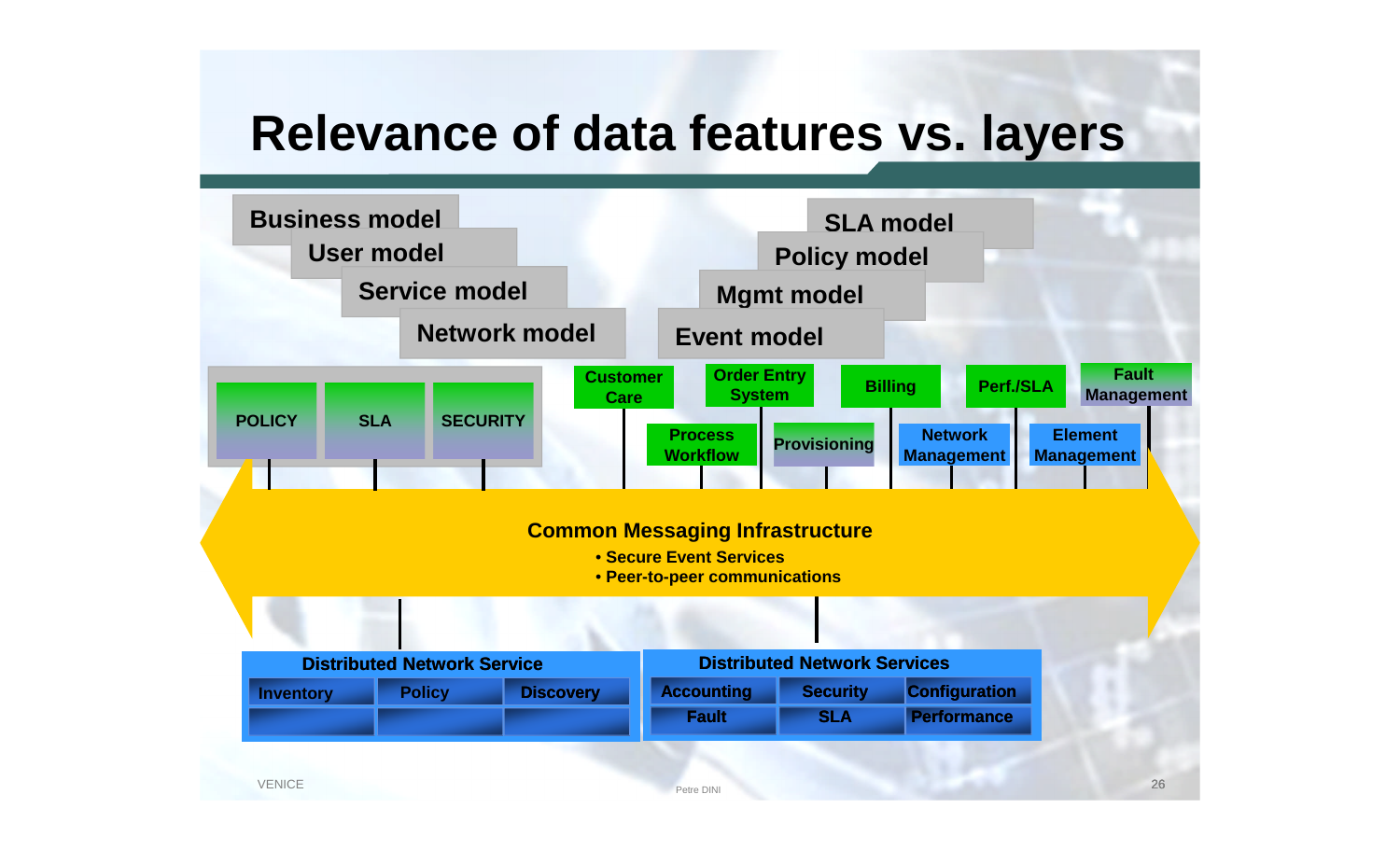# Relevance of data features vs. layers

Business model
User model
Service model
Network model

SLA model
Policy model
Mgmt model
Event model

POLICY | SLA | SECURITY

Customer Care
Order Entry System
Billing
Perf./SLA
Fault Management
Process Workflow
Provisioning
Network Management
Element Management

**Common Messaging Infrastructure**

- Secure Event Services
- Peer-to-peer communications

**Distributed Network Service**

| Inventory | Policy | Discovery |
|---|---|---|
| | | |

**Distributed Network Services**

| Accounting | Security | Configuration |
|---|---|---|
| Fault | SLA | Performance |

VENICE

Petre DINI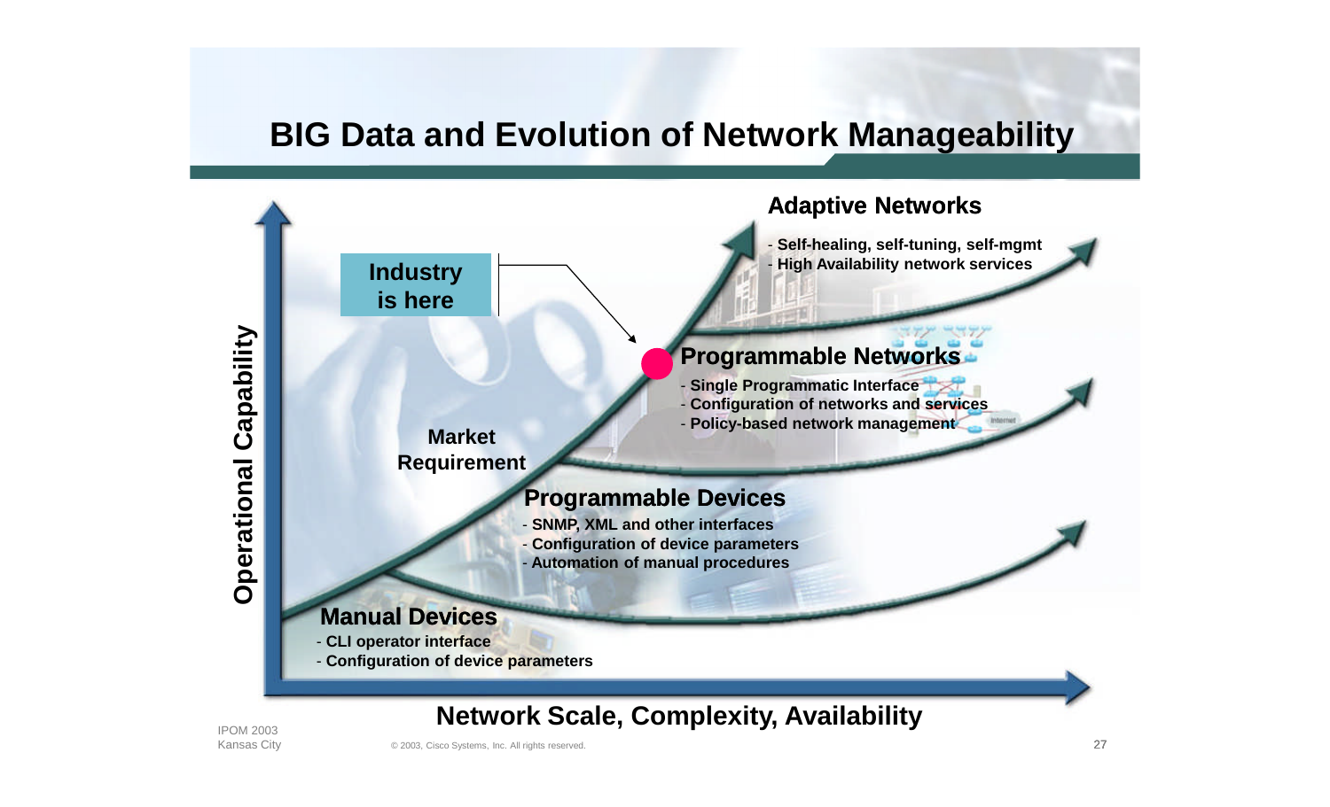# BIG Data and Evolution of Network Manageability

**Adaptive Networks**
- Self-healing, self-tuning, self-mgmt
- High Availability network services

**Industry is here**

**Programmable Networks**
- Single Programmatic Interface
- Configuration of networks and services
- Policy-based network management

**Market Requirement**

**Programmable Devices**
- SNMP, XML and other interfaces
- Configuration of device parameters
- Automation of manual procedures

**Manual Devices**
- CLI operator interface
- Configuration of device parameters

Operational Capability (vertical axis)

Network Scale, Complexity, Availability (horizontal axis)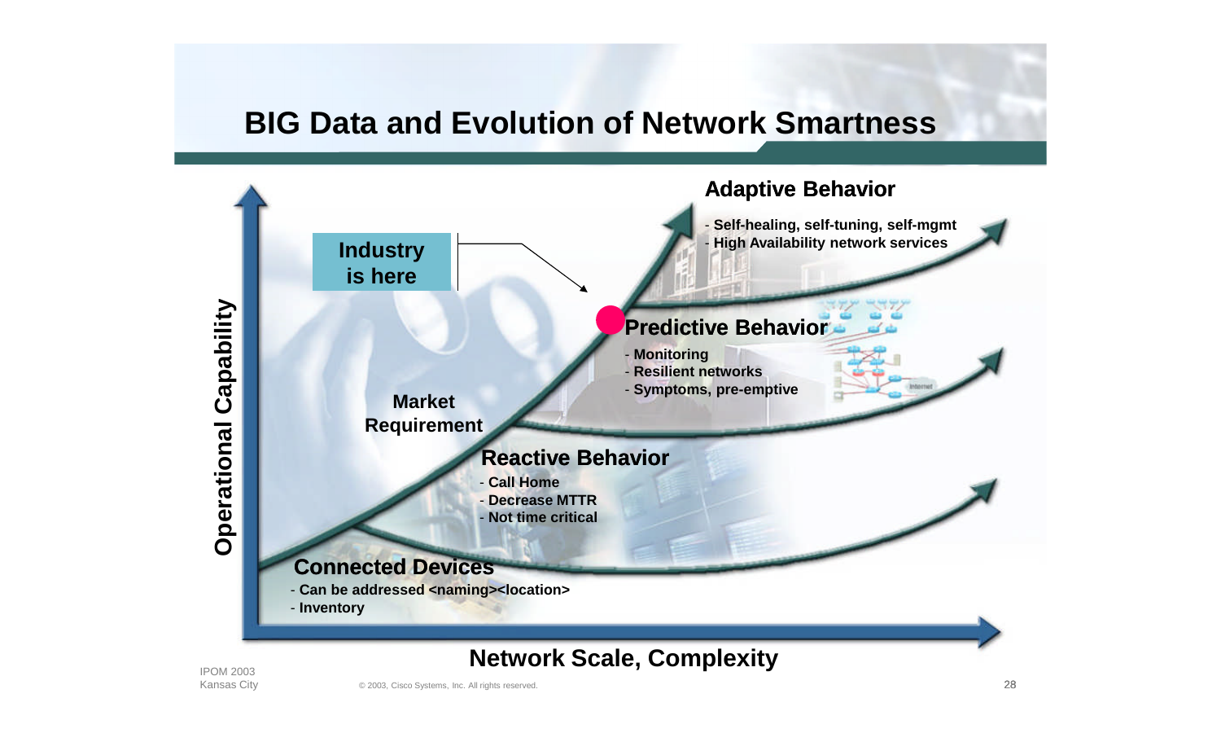# BIG Data and Evolution of Network Smartness

**Adaptive Behavior**
- Self-healing, self-tuning, self-mgmt
- High Availability network services

**Industry is here**

**Predictive Behavior**
- Monitoring
- Resilient networks
- Symptoms, pre-emptive

**Market Requirement**

**Reactive Behavior**
- Call Home
- Decrease MTTR
- Not time critical

**Connected Devices**
- Can be addressed <naming><location>
- Inventory

**Operational Capability**

**Network Scale, Complexity**

IPOM 2003
Kansas City

© 2003, Cisco Systems, Inc. All rights reserved.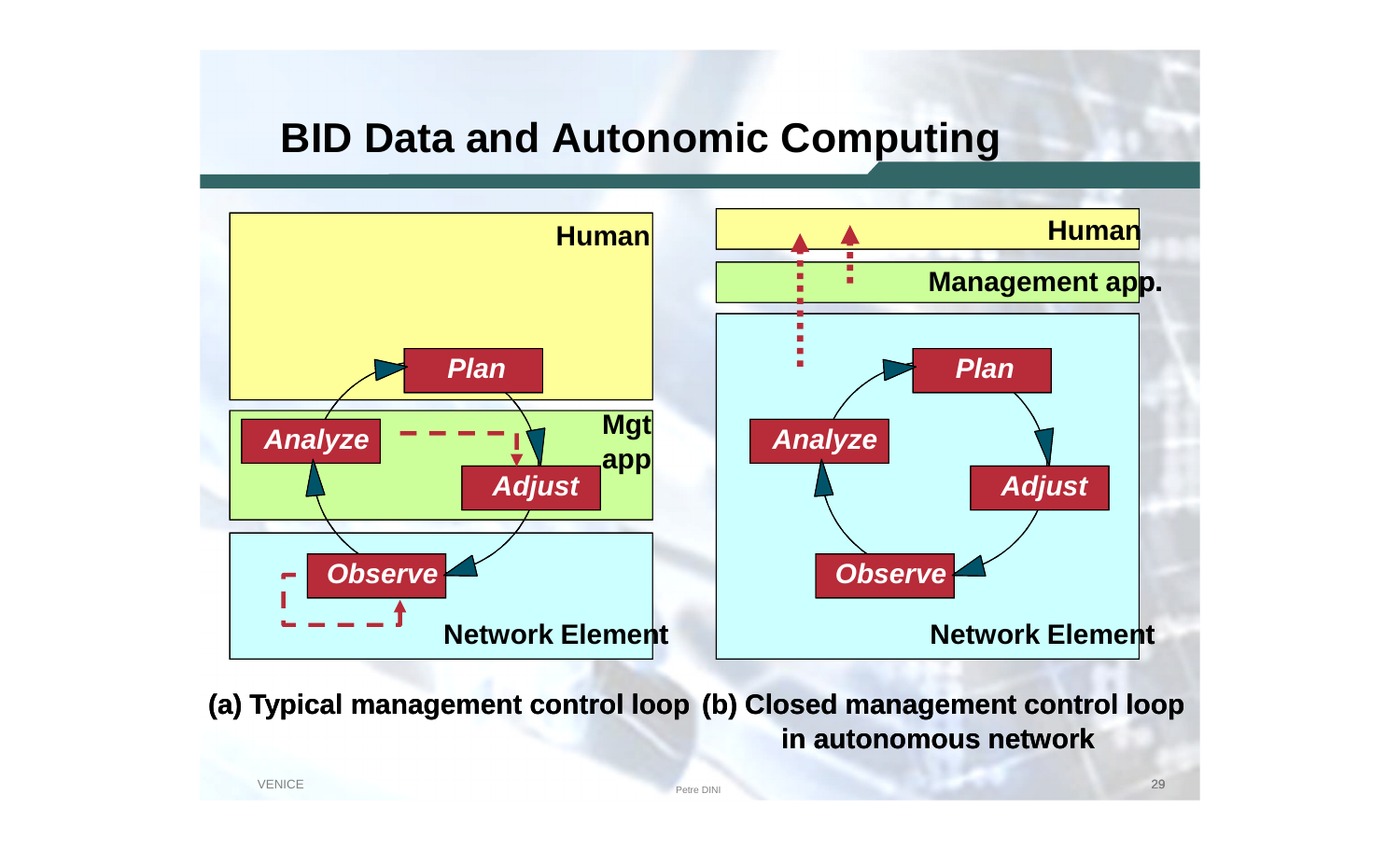# BID Data and Autonomic Computing

Human

Plan

Analyze

Mgt app

Adjust

Observe

Network Element

Human

Management app.

Plan

Analyze

Adjust

Observe

Network Element

**(a) Typical management control loop**

**(b) Closed management control loop in autonomous network**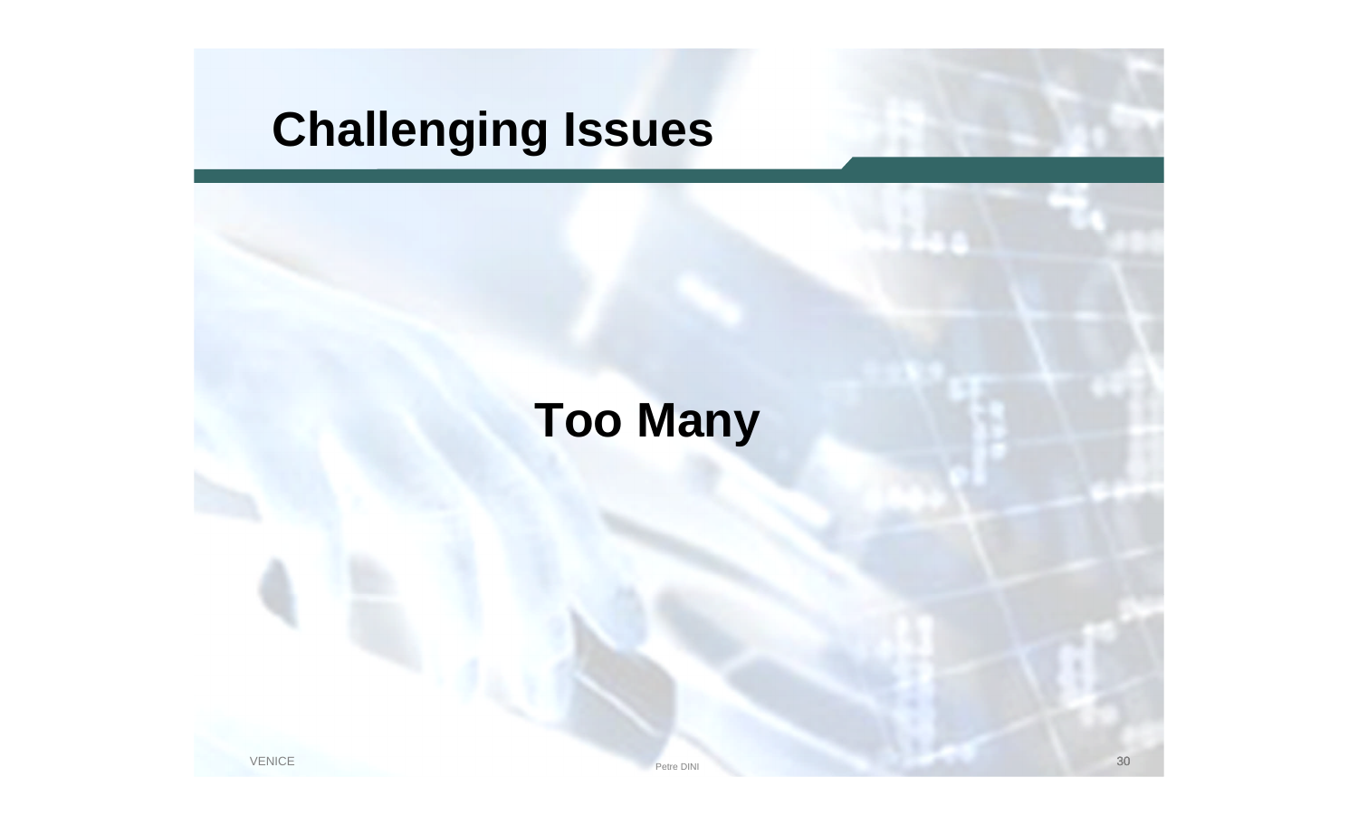# Challenging Issues

**Too Many**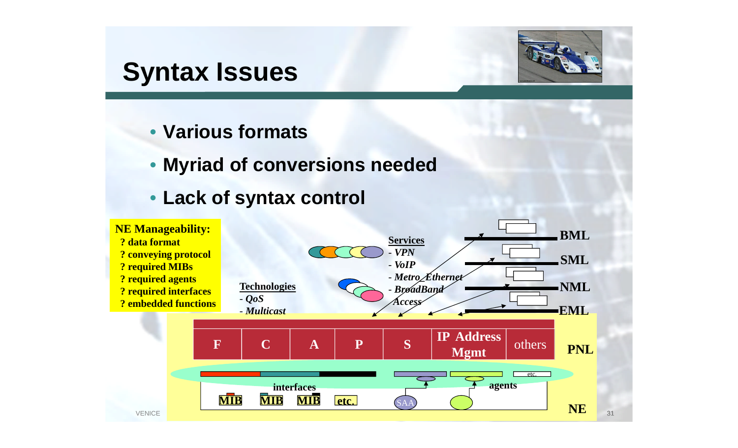# Syntax Issues

- **Various formats**
- **Myriad of conversions needed**
- **Lack of syntax control**

**NE Manageability:**
- ? data format
- ? conveying protocol
- ? required MIBs
- ? required agents
- ? required interfaces
- ? embedded functions

**Technologies**
- *QoS*
- *Multicast*

**Services**
- *VPN*
- *VoIP*
- *Metro Ethernet*
- *BroadBand Access*

BML

SML

NML

EML

| F | C | A | P | S | IP Address Mgmt | others |
|---|---|---|---|---|---|---|

PNL

interfaces

agents

etc.

MIB MIB MIB etc.

SAA

NE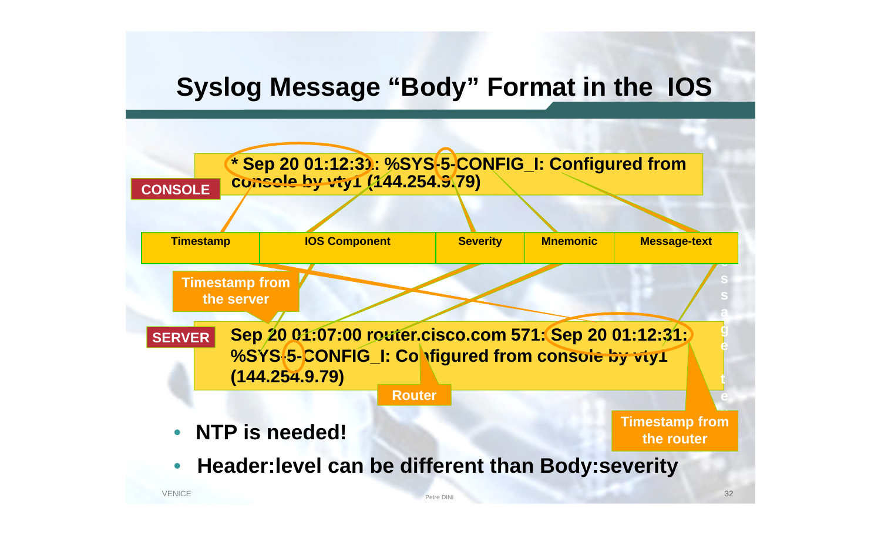# Syslog Message "Body" Format in the IOS

CONSOLE

**\* Sep 20 01:12:31: %SYS-5-CONFIG_I: Configured from console by vty1 (144.254.9.79)**

| Timestamp | IOS Component | Severity | Mnemonic | Message-text |
|---|---|---|---|---|

Timestamp from the server

SERVER

**Sep 20 01:07:00 router.cisco.com 571: Sep 20 01:12:31: %SYS-5-CONFIG_I: Configured from console by vty1 (144.254.9.79)**

Router

Timestamp from the router

- **NTP is needed!**
- **Header:level can be different than Body:severity**

VENICE

Petre DINI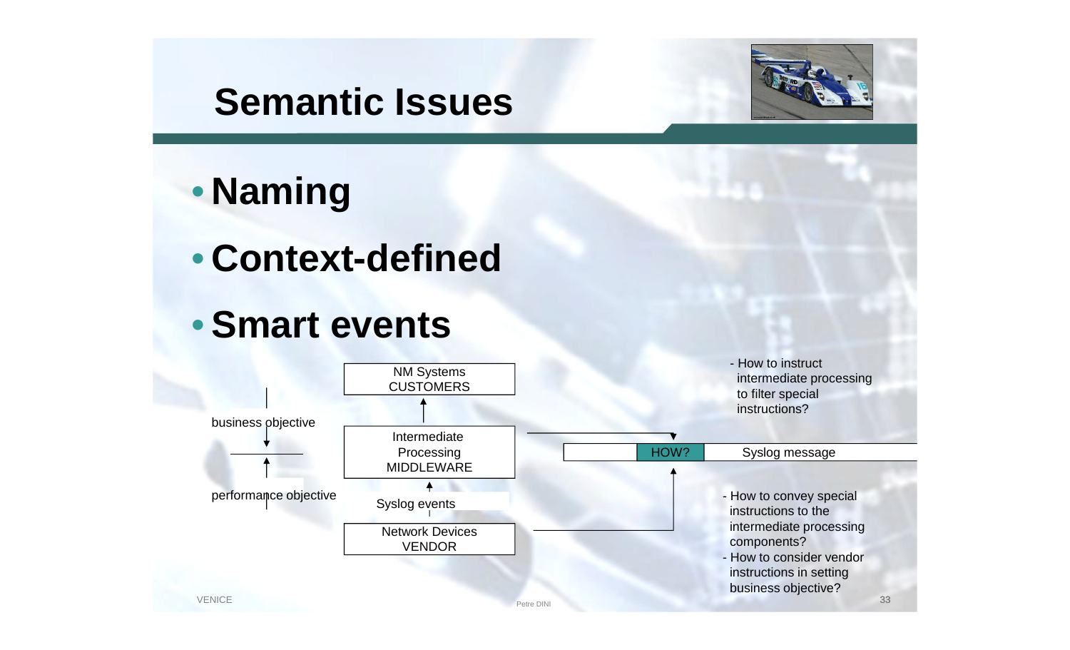# Semantic Issues

- **Naming**
- **Context-defined**
- **Smart events**

NM Systems
CUSTOMERS

Intermediate
Processing
MIDDLEWARE

Syslog events

Network Devices
VENDOR

business objective

performance objective

HOW? | Syslog message

- How to instruct intermediate processing to filter special instructions?
- How to convey special instructions to the intermediate processing components?
- How to consider vendor instructions in setting business objective?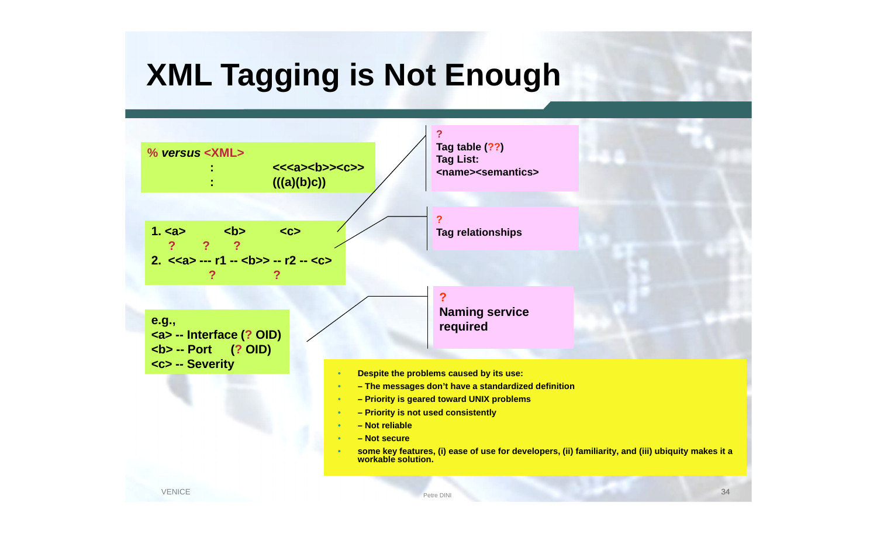# XML Tagging is Not Enough

**% *versus* <XML>**

**: <<<a><b>><c>>**

**: (((a)(b)c))**

**1. <a> <b> <c>**

**? ? ?**

**2. <<a> --- r1 -- <b>> -- r2 -- <c>**

**? ?**

**e.g.,**
**<a> -- Interface (? OID)**
**<b> -- Port (? OID)**
**<c> -- Severity**

**?**
**Tag table (??)**
**Tag List:**
**<name><semantics>**

**?**
**Tag relationships**

**?**
**Naming service required**

- **Despite the problems caused by its use:**
- **– The messages don't have a standardized definition**
- **– Priority is geared toward UNIX problems**
- **– Priority is not used consistently**
- **– Not reliable**
- **– Not secure**
- **some key features, (i) ease of use for developers, (ii) familiarity, and (iii) ubiquity makes it a workable solution.**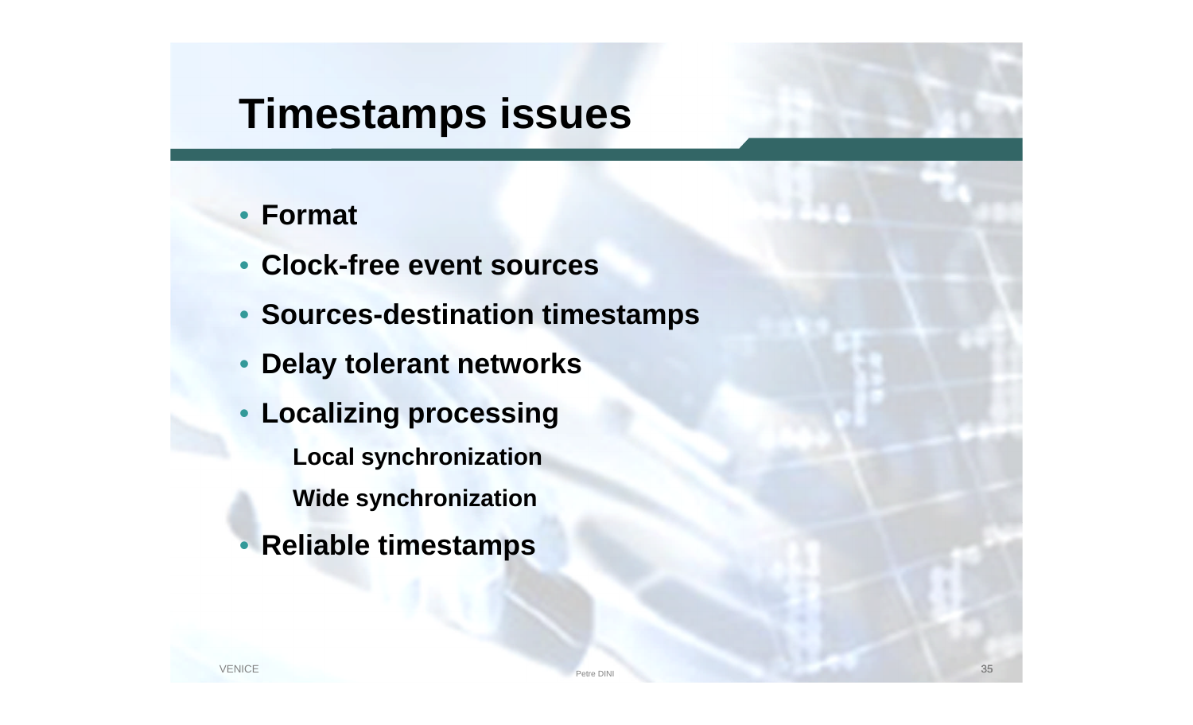# Timestamps issues

- **Format**
- **Clock-free event sources**
- **Sources-destination timestamps**
- **Delay tolerant networks**
- **Localizing processing**
  - **Local synchronization**
  - **Wide synchronization**
- **Reliable timestamps**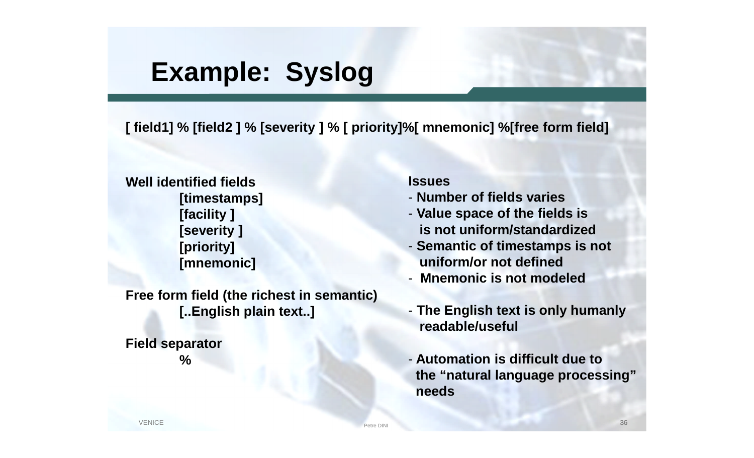# Example: Syslog

**[ field1] % [field2 ] % [severity ] % [ priority]%[ mnemonic] %[free form field]**

**Well identified fields**

- **[timestamps]**
- **[facility ]**
- **[severity ]**
- **[priority]**
- **[mnemonic]**

**Free form field (the richest in semantic)**

- **[..English plain text..]**

**Field separator**

- **%**

**Issues**

- **Number of fields varies**
- **Value space of the fields is is not uniform/standardized**
- **Semantic of timestamps is not uniform/or not defined**
- **Mnemonic is not modeled**
- **The English text is only humanly readable/useful**
- **Automation is difficult due to the "natural language processing" needs**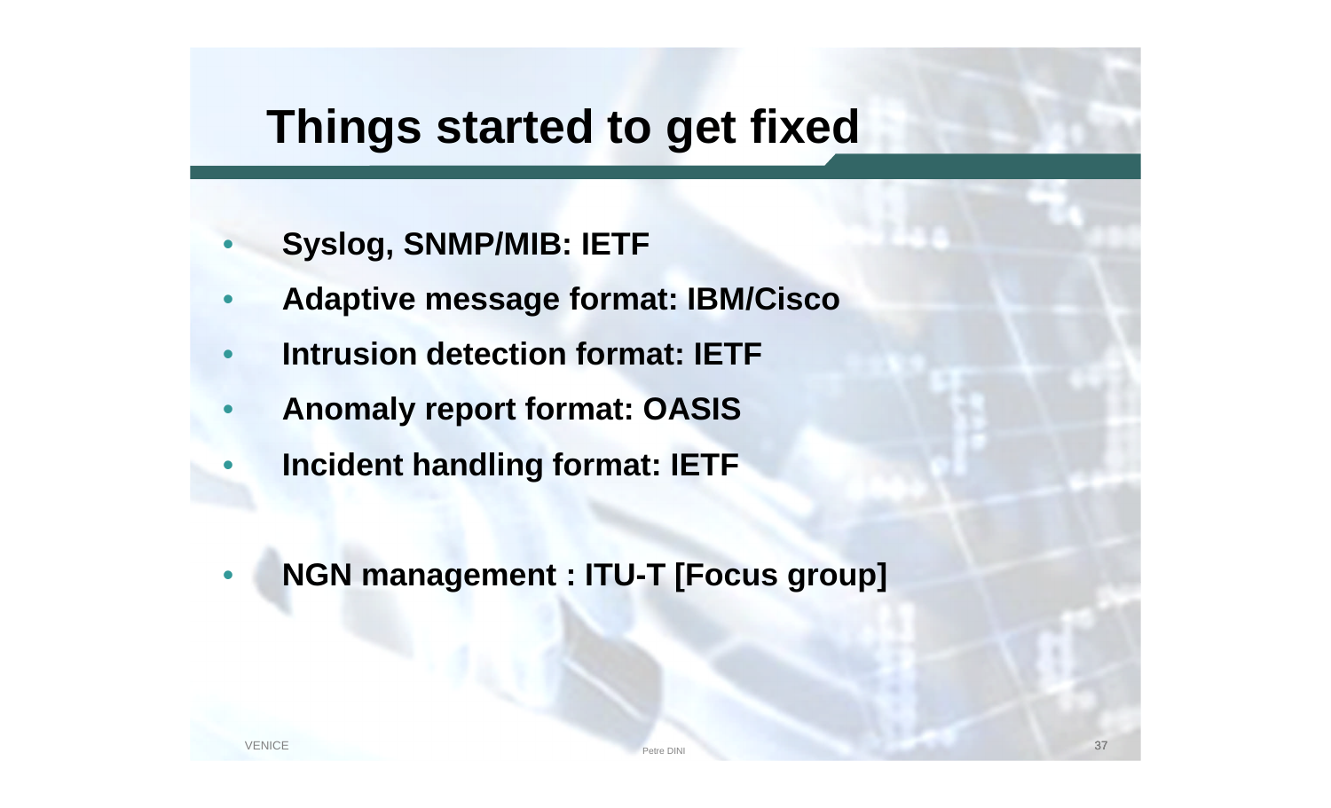# Things started to get fixed

- **Syslog, SNMP/MIB: IETF**
- **Adaptive message format: IBM/Cisco**
- **Intrusion detection format: IETF**
- **Anomaly report format: OASIS**
- **Incident handling format: IETF**

- **NGN management : ITU-T [Focus group]**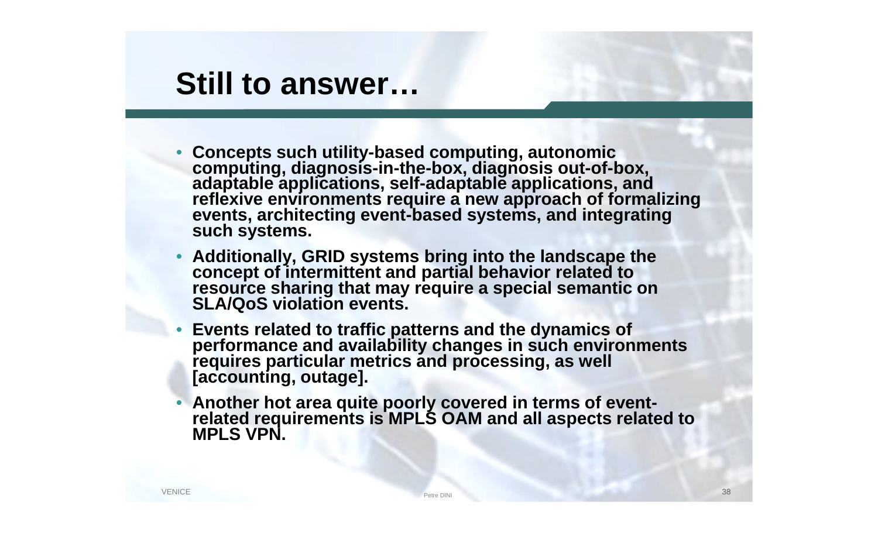# Still to answer…

- **Concepts such utility-based computing, autonomic computing, diagnosis-in-the-box, diagnosis out-of-box, adaptable applications, self-adaptable applications, and reflexive environments require a new approach of formalizing events, architecting event-based systems, and integrating such systems.**
- **Additionally, GRID systems bring into the landscape the concept of intermittent and partial behavior related to resource sharing that may require a special semantic on SLA/QoS violation events.**
- **Events related to traffic patterns and the dynamics of performance and availability changes in such environments requires particular metrics and processing, as well [accounting, outage].**
- **Another hot area quite poorly covered in terms of event-related requirements is MPLS OAM and all aspects related to MPLS VPN.**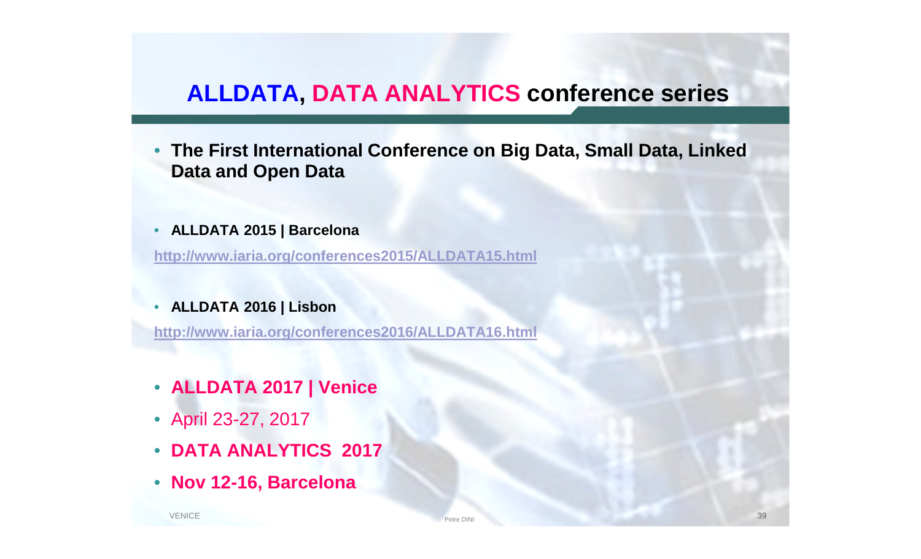# ALLDATA, DATA ANALYTICS conference series

- **The First International Conference on Big Data, Small Data, Linked Data and Open Data**

- **ALLDATA 2015 | Barcelona**

http://www.iaria.org/conferences2015/ALLDATA15.html

- **ALLDATA 2016 | Lisbon**

http://www.iaria.org/conferences2016/ALLDATA16.html

- **ALLDATA 2017 | Venice**
- April 23-27, 2017
- **DATA ANALYTICS 2017**
- **Nov 12-16, Barcelona**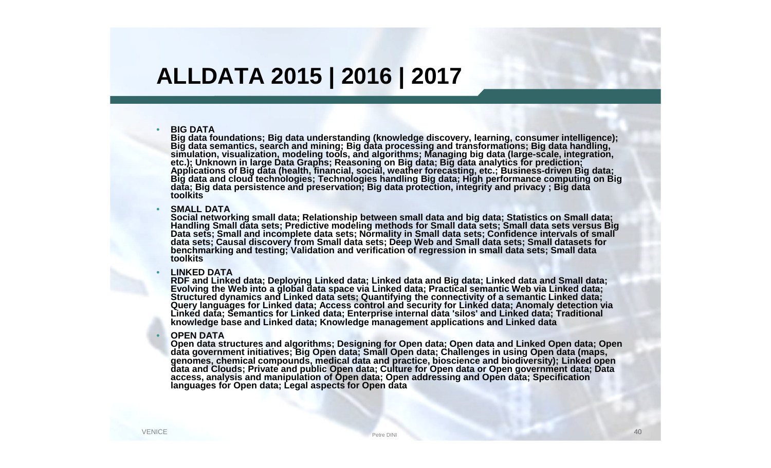# ALLDATA 2015 | 2016 | 2017

- **BIG DATA**
  **Big data foundations; Big data understanding (knowledge discovery, learning, consumer intelligence); Big data semantics, search and mining; Big data processing and transformations; Big data handling, simulation, visualization, modeling tools, and algorithms; Managing big data (large-scale, integration, etc.); Unknown in large Data Graphs; Reasoning on Big data; Big data analytics for prediction; Applications of Big data (health, financial, social, weather forecasting, etc.; Business-driven Big data; Big data and cloud technologies; Technologies handling Big data; High performance computing on Big data; Big data persistence and preservation; Big data protection, integrity and privacy ; Big data toolkits**

- **SMALL DATA**
  **Social networking small data; Relationship between small data and big data; Statistics on Small data; Handling Small data sets; Predictive modeling methods for Small data sets; Small data sets versus Big Data sets; Small and incomplete data sets; Normality in Small data sets; Confidence intervals of small data sets; Causal discovery from Small data sets; Deep Web and Small data sets; Small datasets for benchmarking and testing; Validation and verification of regression in small data sets; Small data toolkits**

- **LINKED DATA**
  **RDF and Linked data; Deploying Linked data; Linked data and Big data; Linked data and Small data; Evolving the Web into a global data space via Linked data; Practical semantic Web via Linked data; Structured dynamics and Linked data sets; Quantifying the connectivity of a semantic Linked data; Query languages for Linked data; Access control and security for Linked data; Anomaly detection via Linked data; Semantics for Linked data; Enterprise internal data 'silos' and Linked data; Traditional knowledge base and Linked data; Knowledge management applications and Linked data**

- **OPEN DATA**
  **Open data structures and algorithms; Designing for Open data; Open data and Linked Open data; Open data government initiatives; Big Open data; Small Open data; Challenges in using Open data (maps, genomes, chemical compounds, medical data and practice, bioscience and biodiversity); Linked open data and Clouds; Private and public Open data; Culture for Open data or Open government data; Data access, analysis and manipulation of Open data; Open addressing and Open data; Specification languages for Open data; Legal aspects for Open data**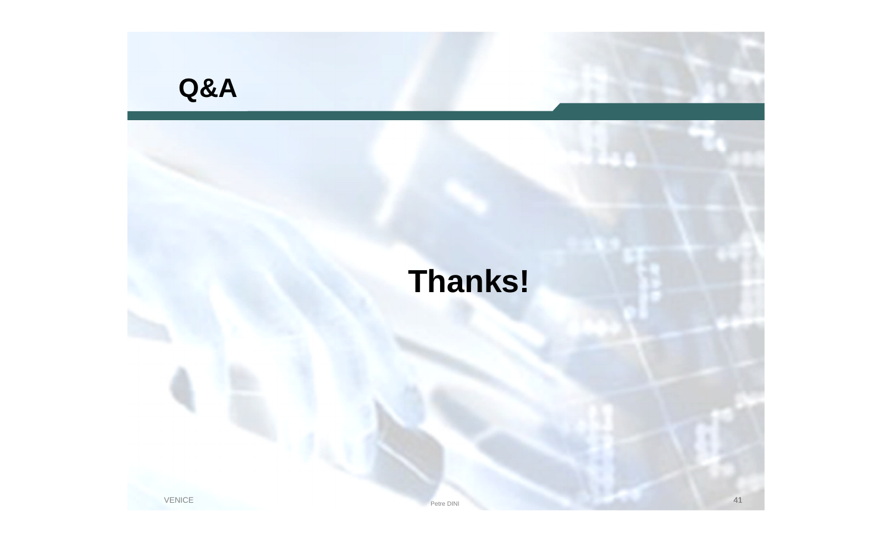# Q&A

**Thanks!**